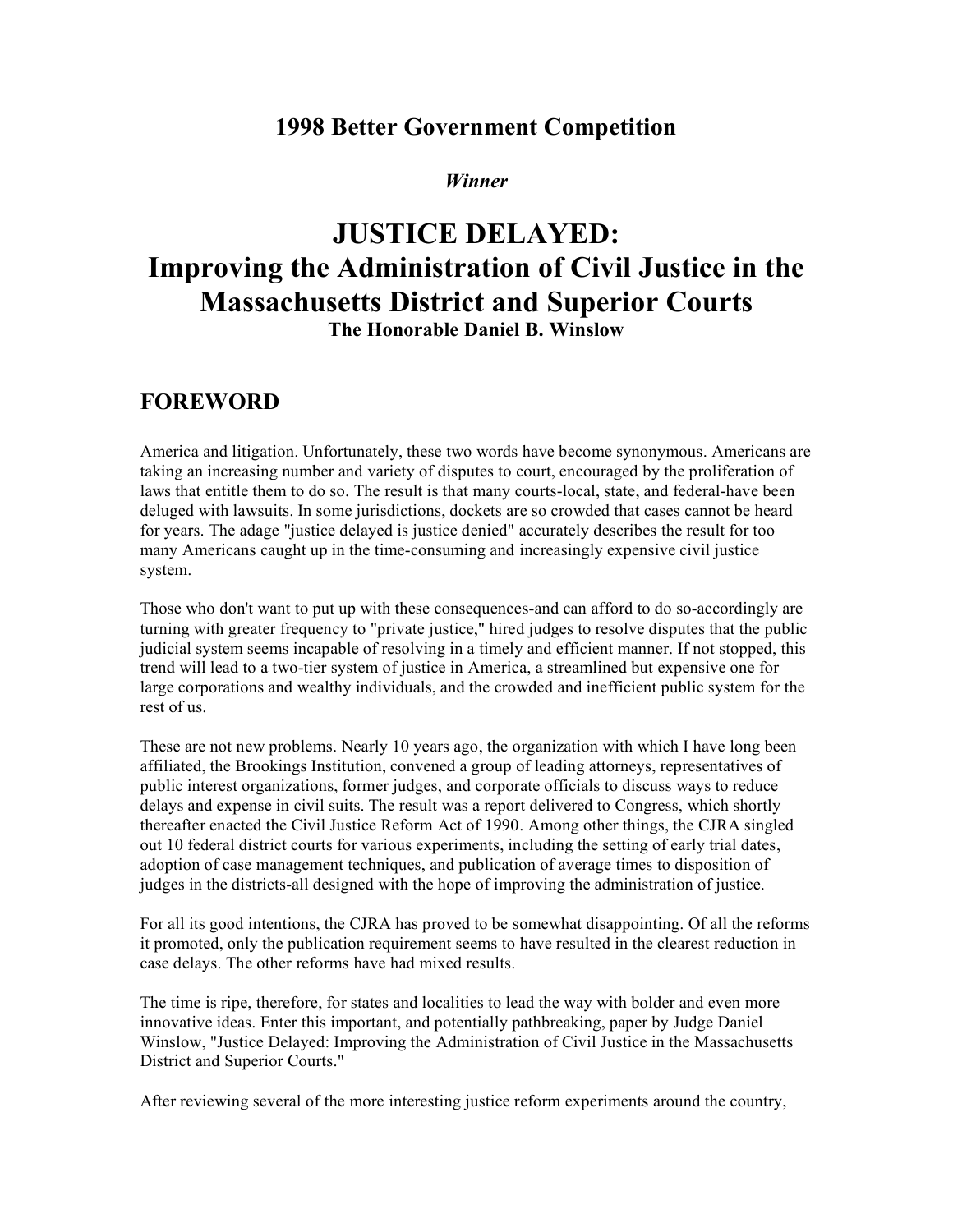**1998 Better Government Competition**

***Winner***

# JUSTICE DELAYED: Improving the Administration of Civil Justice in the Massachusetts District and Superior Courts

**The Honorable Daniel B. Winslow**

## FOREWORD

America and litigation. Unfortunately, these two words have become synonymous. Americans are taking an increasing number and variety of disputes to court, encouraged by the proliferation of laws that entitle them to do so. The result is that many courts-local, state, and federal-have been deluged with lawsuits. In some jurisdictions, dockets are so crowded that cases cannot be heard for years. The adage "justice delayed is justice denied" accurately describes the result for too many Americans caught up in the time-consuming and increasingly expensive civil justice system.

Those who don't want to put up with these consequences-and can afford to do so-accordingly are turning with greater frequency to "private justice," hired judges to resolve disputes that the public judicial system seems incapable of resolving in a timely and efficient manner. If not stopped, this trend will lead to a two-tier system of justice in America, a streamlined but expensive one for large corporations and wealthy individuals, and the crowded and inefficient public system for the rest of us.

These are not new problems. Nearly 10 years ago, the organization with which I have long been affiliated, the Brookings Institution, convened a group of leading attorneys, representatives of public interest organizations, former judges, and corporate officials to discuss ways to reduce delays and expense in civil suits. The result was a report delivered to Congress, which shortly thereafter enacted the Civil Justice Reform Act of 1990. Among other things, the CJRA singled out 10 federal district courts for various experiments, including the setting of early trial dates, adoption of case management techniques, and publication of average times to disposition of judges in the districts-all designed with the hope of improving the administration of justice.

For all its good intentions, the CJRA has proved to be somewhat disappointing. Of all the reforms it promoted, only the publication requirement seems to have resulted in the clearest reduction in case delays. The other reforms have had mixed results.

The time is ripe, therefore, for states and localities to lead the way with bolder and even more innovative ideas. Enter this important, and potentially pathbreaking, paper by Judge Daniel Winslow, "Justice Delayed: Improving the Administration of Civil Justice in the Massachusetts District and Superior Courts."

After reviewing several of the more interesting justice reform experiments around the country,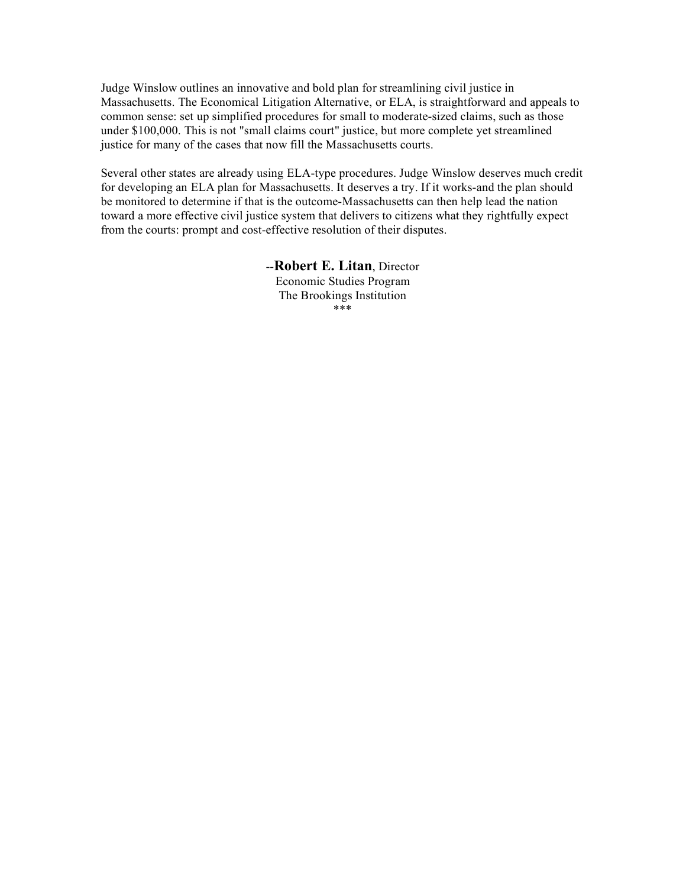Judge Winslow outlines an innovative and bold plan for streamlining civil justice in Massachusetts. The Economical Litigation Alternative, or ELA, is straightforward and appeals to common sense: set up simplified procedures for small to moderate-sized claims, such as those under $100,000. This is not "small claims court" justice, but more complete yet streamlined justice for many of the cases that now fill the Massachusetts courts.

Several other states are already using ELA-type procedures. Judge Winslow deserves much credit for developing an ELA plan for Massachusetts. It deserves a try. If it works-and the plan should be monitored to determine if that is the outcome-Massachusetts can then help lead the nation toward a more effective civil justice system that delivers to citizens what they rightfully expect from the courts: prompt and cost-effective resolution of their disputes.

--**Robert E. Litan**, Director
Economic Studies Program
The Brookings Institution
***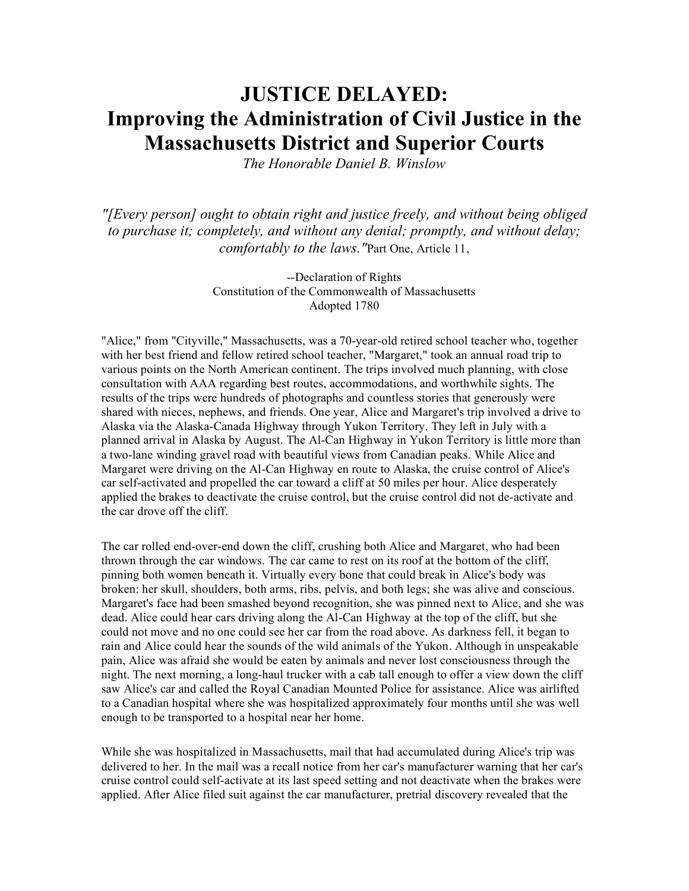# JUSTICE DELAYED: Improving the Administration of Civil Justice in the Massachusetts District and Superior Courts

*The Honorable Daniel B. Winslow*

*"[Every person] ought to obtain right and justice freely, and without being obliged to purchase it; completely, and without any denial; promptly, and without delay; comfortably to the laws."* Part One, Article 11,

--Declaration of Rights
Constitution of the Commonwealth of Massachusetts
Adopted 1780

"Alice," from "Cityville," Massachusetts, was a 70-year-old retired school teacher who, together with her best friend and fellow retired school teacher, "Margaret," took an annual road trip to various points on the North American continent. The trips involved much planning, with close consultation with AAA regarding best routes, accommodations, and worthwhile sights. The results of the trips were hundreds of photographs and countless stories that generously were shared with nieces, nephews, and friends. One year, Alice and Margaret's trip involved a drive to Alaska via the Alaska-Canada Highway through Yukon Territory. They left in July with a planned arrival in Alaska by August. The Al-Can Highway in Yukon Territory is little more than a two-lane winding gravel road with beautiful views from Canadian peaks. While Alice and Margaret were driving on the Al-Can Highway en route to Alaska, the cruise control of Alice's car self-activated and propelled the car toward a cliff at 50 miles per hour. Alice desperately applied the brakes to deactivate the cruise control, but the cruise control did not de-activate and the car drove off the cliff.

The car rolled end-over-end down the cliff, crushing both Alice and Margaret, who had been thrown through the car windows. The car came to rest on its roof at the bottom of the cliff, pinning both women beneath it. Virtually every bone that could break in Alice's body was broken: her skull, shoulders, both arms, ribs, pelvis, and both legs; she was alive and conscious. Margaret's face had been smashed beyond recognition, she was pinned next to Alice, and she was dead. Alice could hear cars driving along the Al-Can Highway at the top of the cliff, but she could not move and no one could see her car from the road above. As darkness fell, it began to rain and Alice could hear the sounds of the wild animals of the Yukon. Although in unspeakable pain, Alice was afraid she would be eaten by animals and never lost consciousness through the night. The next morning, a long-haul trucker with a cab tall enough to offer a view down the cliff saw Alice's car and called the Royal Canadian Mounted Police for assistance. Alice was airlifted to a Canadian hospital where she was hospitalized approximately four months until she was well enough to be transported to a hospital near her home.

While she was hospitalized in Massachusetts, mail that had accumulated during Alice's trip was delivered to her. In the mail was a recall notice from her car's manufacturer warning that her car's cruise control could self-activate at its last speed setting and not deactivate when the brakes were applied. After Alice filed suit against the car manufacturer, pretrial discovery revealed that the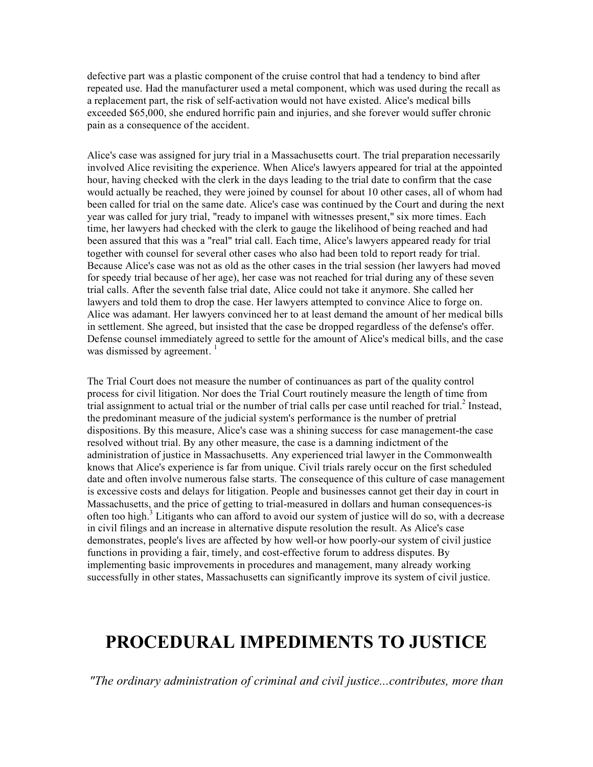defective part was a plastic component of the cruise control that had a tendency to bind after repeated use. Had the manufacturer used a metal component, which was used during the recall as a replacement part, the risk of self-activation would not have existed. Alice's medical bills exceeded $65,000, she endured horrific pain and injuries, and she forever would suffer chronic pain as a consequence of the accident.

Alice's case was assigned for jury trial in a Massachusetts court. The trial preparation necessarily involved Alice revisiting the experience. When Alice's lawyers appeared for trial at the appointed hour, having checked with the clerk in the days leading to the trial date to confirm that the case would actually be reached, they were joined by counsel for about 10 other cases, all of whom had been called for trial on the same date. Alice's case was continued by the Court and during the next year was called for jury trial, "ready to impanel with witnesses present," six more times. Each time, her lawyers had checked with the clerk to gauge the likelihood of being reached and had been assured that this was a "real" trial call. Each time, Alice's lawyers appeared ready for trial together with counsel for several other cases who also had been told to report ready for trial. Because Alice's case was not as old as the other cases in the trial session (her lawyers had moved for speedy trial because of her age), her case was not reached for trial during any of these seven trial calls. After the seventh false trial date, Alice could not take it anymore. She called her lawyers and told them to drop the case. Her lawyers attempted to convince Alice to forge on. Alice was adamant. Her lawyers convinced her to at least demand the amount of her medical bills in settlement. She agreed, but insisted that the case be dropped regardless of the defense's offer. Defense counsel immediately agreed to settle for the amount of Alice's medical bills, and the case was dismissed by agreement. [1]

The Trial Court does not measure the number of continuances as part of the quality control process for civil litigation. Nor does the Trial Court routinely measure the length of time from trial assignment to actual trial or the number of trial calls per case until reached for trial.[2] Instead, the predominant measure of the judicial system's performance is the number of pretrial dispositions. By this measure, Alice's case was a shining success for case management-the case resolved without trial. By any other measure, the case is a damning indictment of the administration of justice in Massachusetts. Any experienced trial lawyer in the Commonwealth knows that Alice's experience is far from unique. Civil trials rarely occur on the first scheduled date and often involve numerous false starts. The consequence of this culture of case management is excessive costs and delays for litigation. People and businesses cannot get their day in court in Massachusetts, and the price of getting to trial-measured in dollars and human consequences-is often too high.[3] Litigants who can afford to avoid our system of justice will do so, with a decrease in civil filings and an increase in alternative dispute resolution the result. As Alice's case demonstrates, people's lives are affected by how well-or how poorly-our system of civil justice functions in providing a fair, timely, and cost-effective forum to address disputes. By implementing basic improvements in procedures and management, many already working successfully in other states, Massachusetts can significantly improve its system of civil justice.

# PROCEDURAL IMPEDIMENTS TO JUSTICE

*"The ordinary administration of criminal and civil justice...contributes, more than*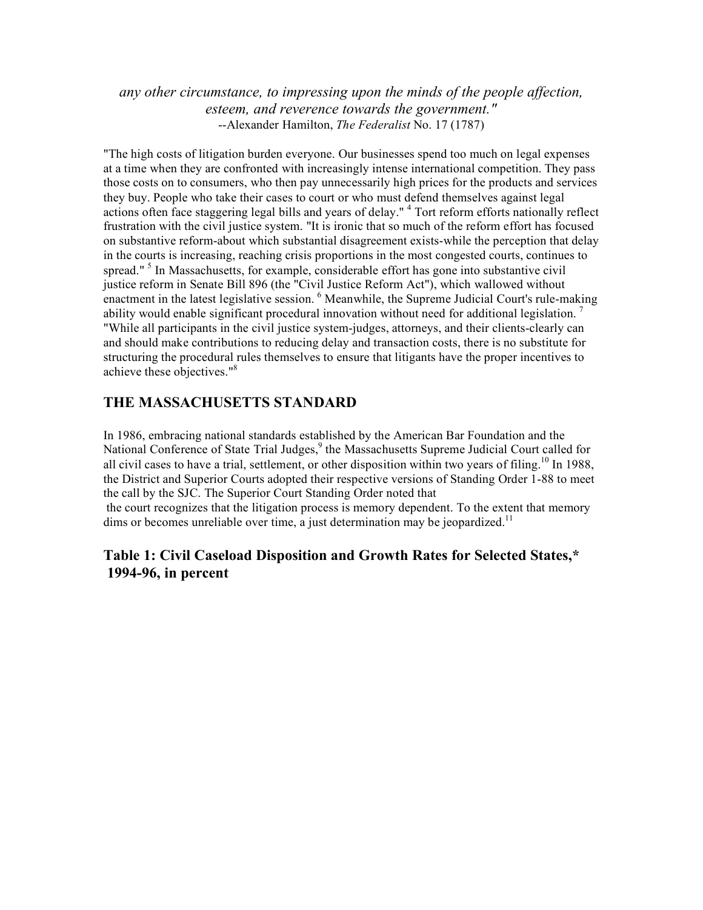*any other circumstance, to impressing upon the minds of the people affection, esteem, and reverence towards the government."*
--Alexander Hamilton, *The Federalist* No. 17 (1787)

"The high costs of litigation burden everyone. Our businesses spend too much on legal expenses at a time when they are confronted with increasingly intense international competition. They pass those costs on to consumers, who then pay unnecessarily high prices for the products and services they buy. People who take their cases to court or who must defend themselves against legal actions often face staggering legal bills and years of delay." [4] Tort reform efforts nationally reflect frustration with the civil justice system. "It is ironic that so much of the reform effort has focused on substantive reform-about which substantial disagreement exists-while the perception that delay in the courts is increasing, reaching crisis proportions in the most congested courts, continues to spread." [5] In Massachusetts, for example, considerable effort has gone into substantive civil justice reform in Senate Bill 896 (the "Civil Justice Reform Act"), which wallowed without enactment in the latest legislative session. [6] Meanwhile, the Supreme Judicial Court's rule-making ability would enable significant procedural innovation without need for additional legislation. [7] "While all participants in the civil justice system-judges, attorneys, and their clients-clearly can and should make contributions to reducing delay and transaction costs, there is no substitute for structuring the procedural rules themselves to ensure that litigants have the proper incentives to achieve these objectives."[8]

## THE MASSACHUSETTS STANDARD

In 1986, embracing national standards established by the American Bar Foundation and the National Conference of State Trial Judges,[9] the Massachusetts Supreme Judicial Court called for all civil cases to have a trial, settlement, or other disposition within two years of filing.[10] In 1988, the District and Superior Courts adopted their respective versions of Standing Order 1-88 to meet the call by the SJC. The Superior Court Standing Order noted that

the court recognizes that the litigation process is memory dependent. To the extent that memory dims or becomes unreliable over time, a just determination may be jeopardized.[11]

## Table 1: Civil Caseload Disposition and Growth Rates for Selected States,* 1994-96, in percent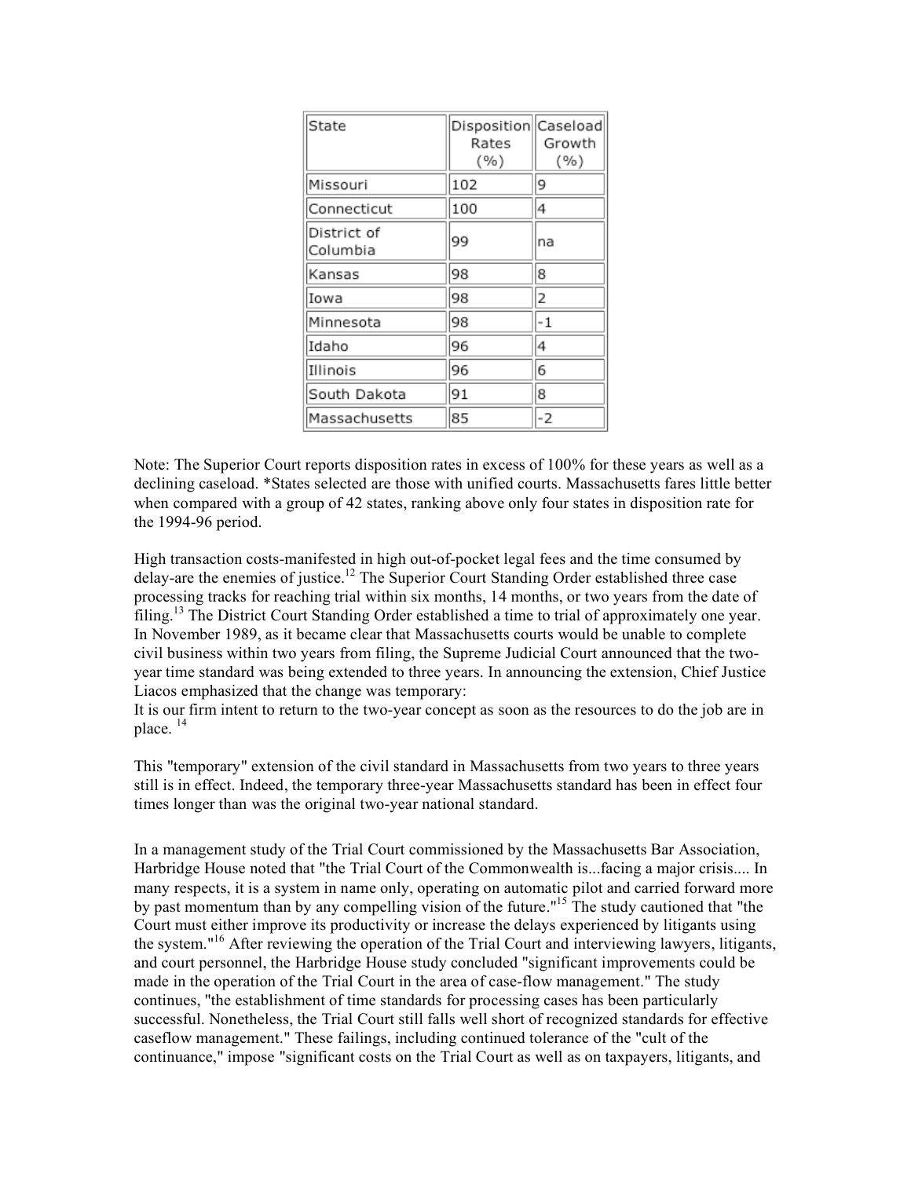| State | Disposition Rates (%) | Caseload Growth (%) |
|---|---|---|
| Missouri | 102 | 9 |
| Connecticut | 100 | 4 |
| District of Columbia | 99 | na |
| Kansas | 98 | 8 |
| Iowa | 98 | 2 |
| Minnesota | 98 | -1 |
| Idaho | 96 | 4 |
| Illinois | 96 | 6 |
| South Dakota | 91 | 8 |
| Massachusetts | 85 | -2 |

Note: The Superior Court reports disposition rates in excess of 100% for these years as well as a declining caseload. *States selected are those with unified courts. Massachusetts fares little better when compared with a group of 42 states, ranking above only four states in disposition rate for the 1994-96 period.

High transaction costs-manifested in high out-of-pocket legal fees and the time consumed by delay-are the enemies of justice.[12] The Superior Court Standing Order established three case processing tracks for reaching trial within six months, 14 months, or two years from the date of filing.[13] The District Court Standing Order established a time to trial of approximately one year. In November 1989, as it became clear that Massachusetts courts would be unable to complete civil business within two years from filing, the Supreme Judicial Court announced that the two-year time standard was being extended to three years. In announcing the extension, Chief Justice Liacos emphasized that the change was temporary:

It is our firm intent to return to the two-year concept as soon as the resources to do the job are in place. [14]

This "temporary" extension of the civil standard in Massachusetts from two years to three years still is in effect. Indeed, the temporary three-year Massachusetts standard has been in effect four times longer than was the original two-year national standard.

In a management study of the Trial Court commissioned by the Massachusetts Bar Association, Harbridge House noted that "the Trial Court of the Commonwealth is...facing a major crisis.... In many respects, it is a system in name only, operating on automatic pilot and carried forward more by past momentum than by any compelling vision of the future."[15] The study cautioned that "the Court must either improve its productivity or increase the delays experienced by litigants using the system."[16] After reviewing the operation of the Trial Court and interviewing lawyers, litigants, and court personnel, the Harbridge House study concluded "significant improvements could be made in the operation of the Trial Court in the area of case-flow management." The study continues, "the establishment of time standards for processing cases has been particularly successful. Nonetheless, the Trial Court still falls well short of recognized standards for effective caseflow management." These failings, including continued tolerance of the "cult of the continuance," impose "significant costs on the Trial Court as well as on taxpayers, litigants, and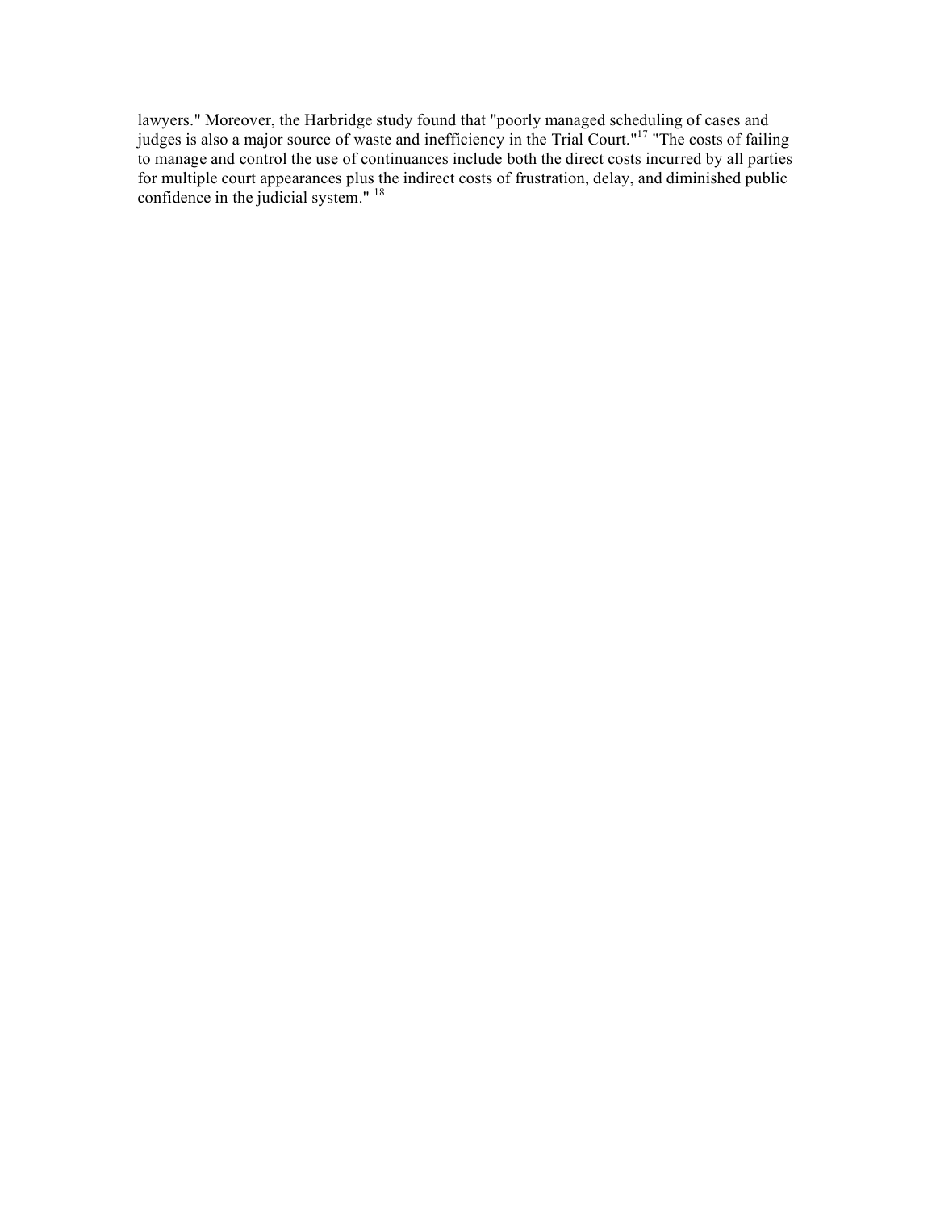lawyers." Moreover, the Harbridge study found that "poorly managed scheduling of cases and judges is also a major source of waste and inefficiency in the Trial Court."[17] "The costs of failing to manage and control the use of continuances include both the direct costs incurred by all parties for multiple court appearances plus the indirect costs of frustration, delay, and diminished public confidence in the judicial system." [18]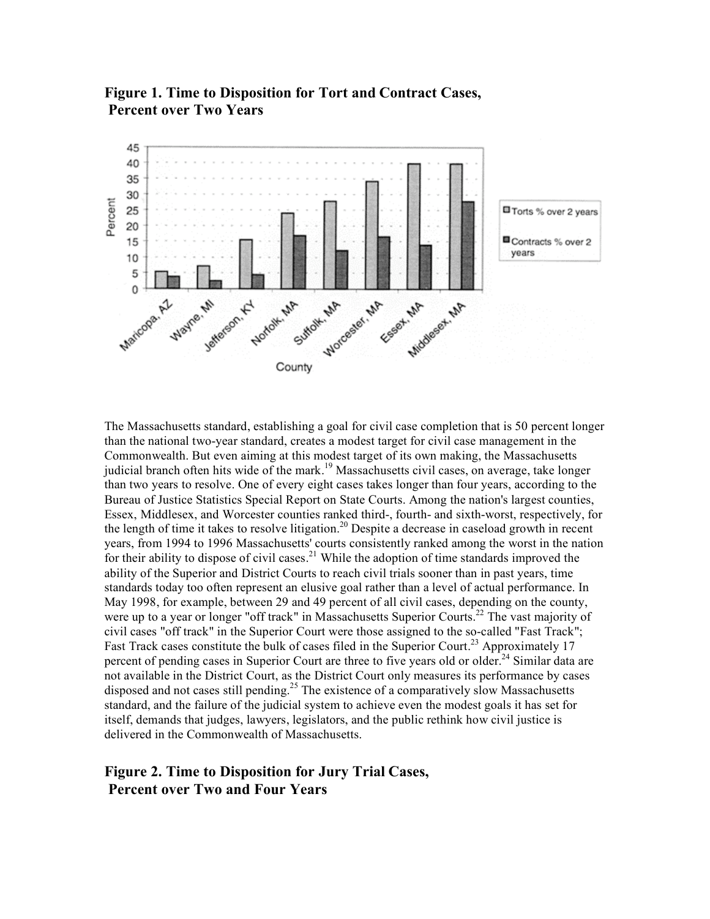**Figure 1. Time to Disposition for Tort and Contract Cases, Percent over Two Years**

The Massachusetts standard, establishing a goal for civil case completion that is 50 percent longer than the national two-year standard, creates a modest target for civil case management in the Commonwealth. But even aiming at this modest target of its own making, the Massachusetts judicial branch often hits wide of the mark.[19] Massachusetts civil cases, on average, take longer than two years to resolve. One of every eight cases takes longer than four years, according to the Bureau of Justice Statistics Special Report on State Courts. Among the nation's largest counties, Essex, Middlesex, and Worcester counties ranked third-, fourth- and sixth-worst, respectively, for the length of time it takes to resolve litigation.[20] Despite a decrease in caseload growth in recent years, from 1994 to 1996 Massachusetts' courts consistently ranked among the worst in the nation for their ability to dispose of civil cases.[21] While the adoption of time standards improved the ability of the Superior and District Courts to reach civil trials sooner than in past years, time standards today too often represent an elusive goal rather than a level of actual performance. In May 1998, for example, between 29 and 49 percent of all civil cases, depending on the county, were up to a year or longer "off track" in Massachusetts Superior Courts.[22] The vast majority of civil cases "off track" in the Superior Court were those assigned to the so-called "Fast Track"; Fast Track cases constitute the bulk of cases filed in the Superior Court.[23] Approximately 17 percent of pending cases in Superior Court are three to five years old or older.[24] Similar data are not available in the District Court, as the District Court only measures its performance by cases disposed and not cases still pending.[25] The existence of a comparatively slow Massachusetts standard, and the failure of the judicial system to achieve even the modest goals it has set for itself, demands that judges, lawyers, legislators, and the public rethink how civil justice is delivered in the Commonwealth of Massachusetts.

**Figure 2. Time to Disposition for Jury Trial Cases, Percent over Two and Four Years**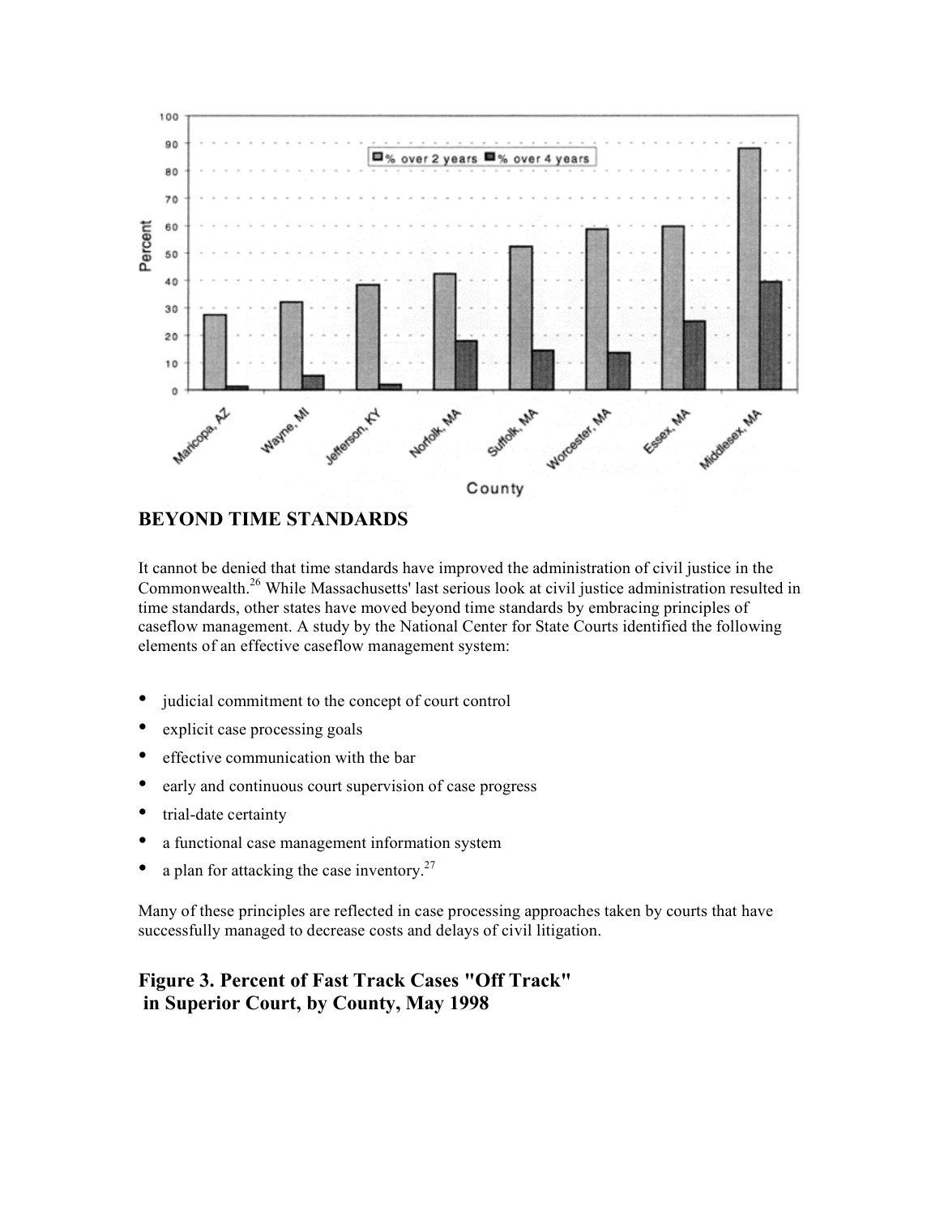## BEYOND TIME STANDARDS

It cannot be denied that time standards have improved the administration of civil justice in the Commonwealth.[26] While Massachusetts' last serious look at civil justice administration resulted in time standards, other states have moved beyond time standards by embracing principles of caseflow management. A study by the National Center for State Courts identified the following elements of an effective caseflow management system:

- judicial commitment to the concept of court control
- explicit case processing goals
- effective communication with the bar
- early and continuous court supervision of case progress
- trial-date certainty
- a functional case management information system
- a plan for attacking the case inventory.[27]

Many of these principles are reflected in case processing approaches taken by courts that have successfully managed to decrease costs and delays of civil litigation.

### Figure 3. Percent of Fast Track Cases "Off Track" in Superior Court, by County, May 1998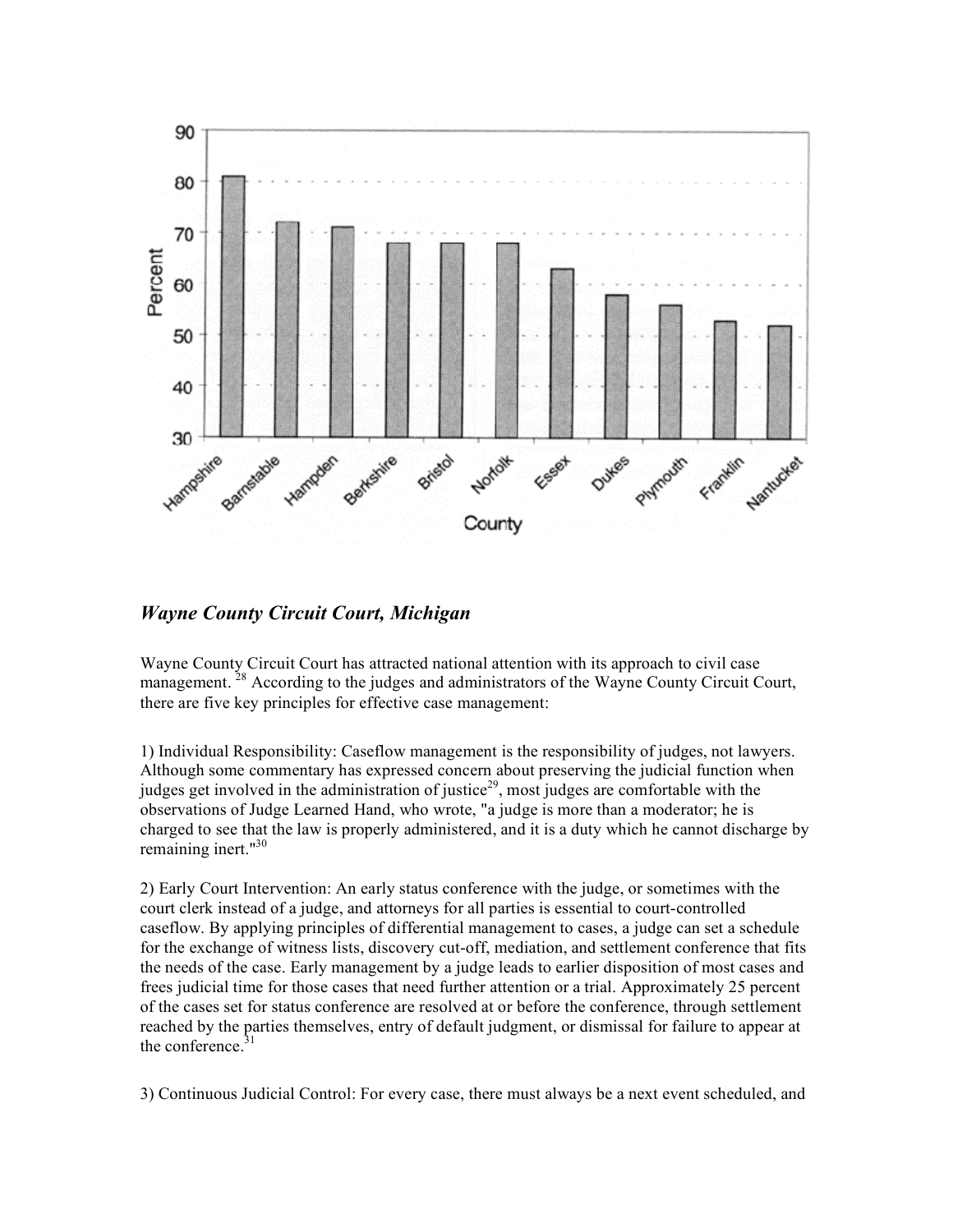## *Wayne County Circuit Court, Michigan*

Wayne County Circuit Court has attracted national attention with its approach to civil case management.[28] According to the judges and administrators of the Wayne County Circuit Court, there are five key principles for effective case management:

1) Individual Responsibility: Caseflow management is the responsibility of judges, not lawyers. Although some commentary has expressed concern about preserving the judicial function when judges get involved in the administration of justice[29], most judges are comfortable with the observations of Judge Learned Hand, who wrote, "a judge is more than a moderator; he is charged to see that the law is properly administered, and it is a duty which he cannot discharge by remaining inert."[30]

2) Early Court Intervention: An early status conference with the judge, or sometimes with the court clerk instead of a judge, and attorneys for all parties is essential to court-controlled caseflow. By applying principles of differential management to cases, a judge can set a schedule for the exchange of witness lists, discovery cut-off, mediation, and settlement conference that fits the needs of the case. Early management by a judge leads to earlier disposition of most cases and frees judicial time for those cases that need further attention or a trial. Approximately 25 percent of the cases set for status conference are resolved at or before the conference, through settlement reached by the parties themselves, entry of default judgment, or dismissal for failure to appear at the conference.[31]

3) Continuous Judicial Control: For every case, there must always be a next event scheduled, and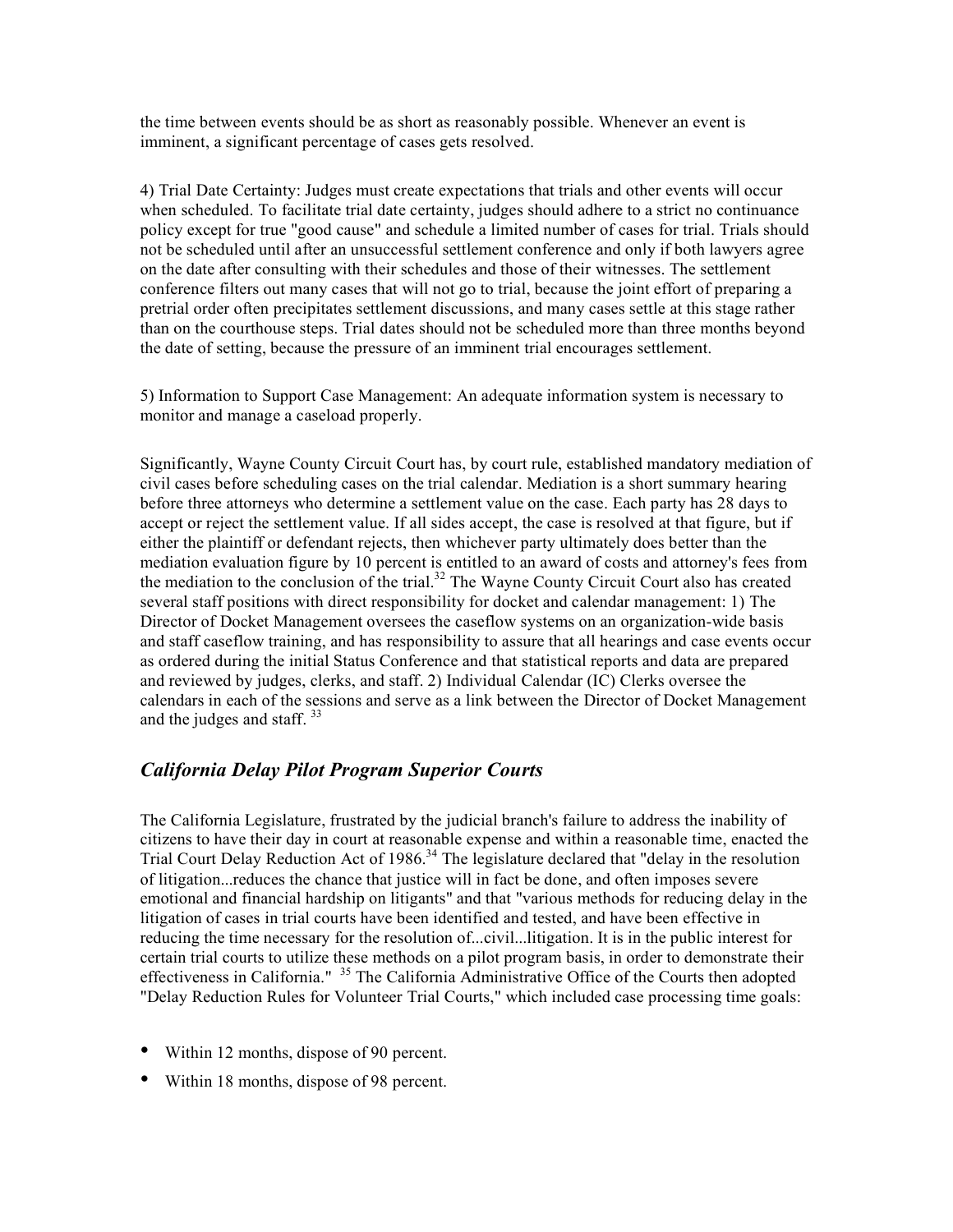the time between events should be as short as reasonably possible. Whenever an event is imminent, a significant percentage of cases gets resolved.

4) Trial Date Certainty: Judges must create expectations that trials and other events will occur when scheduled. To facilitate trial date certainty, judges should adhere to a strict no continuance policy except for true "good cause" and schedule a limited number of cases for trial. Trials should not be scheduled until after an unsuccessful settlement conference and only if both lawyers agree on the date after consulting with their schedules and those of their witnesses. The settlement conference filters out many cases that will not go to trial, because the joint effort of preparing a pretrial order often precipitates settlement discussions, and many cases settle at this stage rather than on the courthouse steps. Trial dates should not be scheduled more than three months beyond the date of setting, because the pressure of an imminent trial encourages settlement.

5) Information to Support Case Management: An adequate information system is necessary to monitor and manage a caseload properly.

Significantly, Wayne County Circuit Court has, by court rule, established mandatory mediation of civil cases before scheduling cases on the trial calendar. Mediation is a short summary hearing before three attorneys who determine a settlement value on the case. Each party has 28 days to accept or reject the settlement value. If all sides accept, the case is resolved at that figure, but if either the plaintiff or defendant rejects, then whichever party ultimately does better than the mediation evaluation figure by 10 percent is entitled to an award of costs and attorney's fees from the mediation to the conclusion of the trial.[32] The Wayne County Circuit Court also has created several staff positions with direct responsibility for docket and calendar management: 1) The Director of Docket Management oversees the caseflow systems on an organization-wide basis and staff caseflow training, and has responsibility to assure that all hearings and case events occur as ordered during the initial Status Conference and that statistical reports and data are prepared and reviewed by judges, clerks, and staff. 2) Individual Calendar (IC) Clerks oversee the calendars in each of the sessions and serve as a link between the Director of Docket Management and the judges and staff. [33]

## *California Delay Pilot Program Superior Courts*

The California Legislature, frustrated by the judicial branch's failure to address the inability of citizens to have their day in court at reasonable expense and within a reasonable time, enacted the Trial Court Delay Reduction Act of 1986.[34] The legislature declared that "delay in the resolution of litigation...reduces the chance that justice will in fact be done, and often imposes severe emotional and financial hardship on litigants" and that "various methods for reducing delay in the litigation of cases in trial courts have been identified and tested, and have been effective in reducing the time necessary for the resolution of...civil...litigation. It is in the public interest for certain trial courts to utilize these methods on a pilot program basis, in order to demonstrate their effectiveness in California." [35] The California Administrative Office of the Courts then adopted "Delay Reduction Rules for Volunteer Trial Courts," which included case processing time goals:

- Within 12 months, dispose of 90 percent.
- Within 18 months, dispose of 98 percent.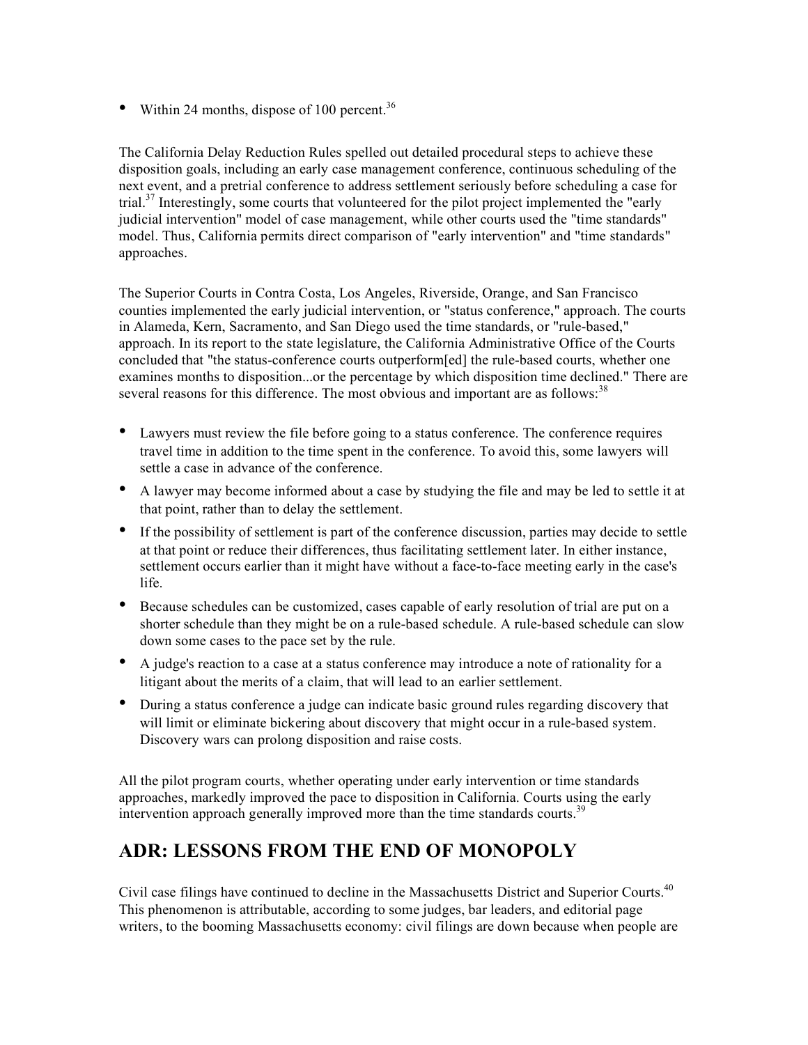- Within 24 months, dispose of 100 percent.[36]

The California Delay Reduction Rules spelled out detailed procedural steps to achieve these disposition goals, including an early case management conference, continuous scheduling of the next event, and a pretrial conference to address settlement seriously before scheduling a case for trial.[37] Interestingly, some courts that volunteered for the pilot project implemented the "early judicial intervention" model of case management, while other courts used the "time standards" model. Thus, California permits direct comparison of "early intervention" and "time standards" approaches.

The Superior Courts in Contra Costa, Los Angeles, Riverside, Orange, and San Francisco counties implemented the early judicial intervention, or "status conference," approach. The courts in Alameda, Kern, Sacramento, and San Diego used the time standards, or "rule-based," approach. In its report to the state legislature, the California Administrative Office of the Courts concluded that "the status-conference courts outperform[ed] the rule-based courts, whether one examines months to disposition...or the percentage by which disposition time declined." There are several reasons for this difference. The most obvious and important are as follows:[38]

- Lawyers must review the file before going to a status conference. The conference requires travel time in addition to the time spent in the conference. To avoid this, some lawyers will settle a case in advance of the conference.
- A lawyer may become informed about a case by studying the file and may be led to settle it at that point, rather than to delay the settlement.
- If the possibility of settlement is part of the conference discussion, parties may decide to settle at that point or reduce their differences, thus facilitating settlement later. In either instance, settlement occurs earlier than it might have without a face-to-face meeting early in the case's life.
- Because schedules can be customized, cases capable of early resolution of trial are put on a shorter schedule than they might be on a rule-based schedule. A rule-based schedule can slow down some cases to the pace set by the rule.
- A judge's reaction to a case at a status conference may introduce a note of rationality for a litigant about the merits of a claim, that will lead to an earlier settlement.
- During a status conference a judge can indicate basic ground rules regarding discovery that will limit or eliminate bickering about discovery that might occur in a rule-based system. Discovery wars can prolong disposition and raise costs.

All the pilot program courts, whether operating under early intervention or time standards approaches, markedly improved the pace to disposition in California. Courts using the early intervention approach generally improved more than the time standards courts.[39]

## ADR: LESSONS FROM THE END OF MONOPOLY

Civil case filings have continued to decline in the Massachusetts District and Superior Courts.[40] This phenomenon is attributable, according to some judges, bar leaders, and editorial page writers, to the booming Massachusetts economy: civil filings are down because when people are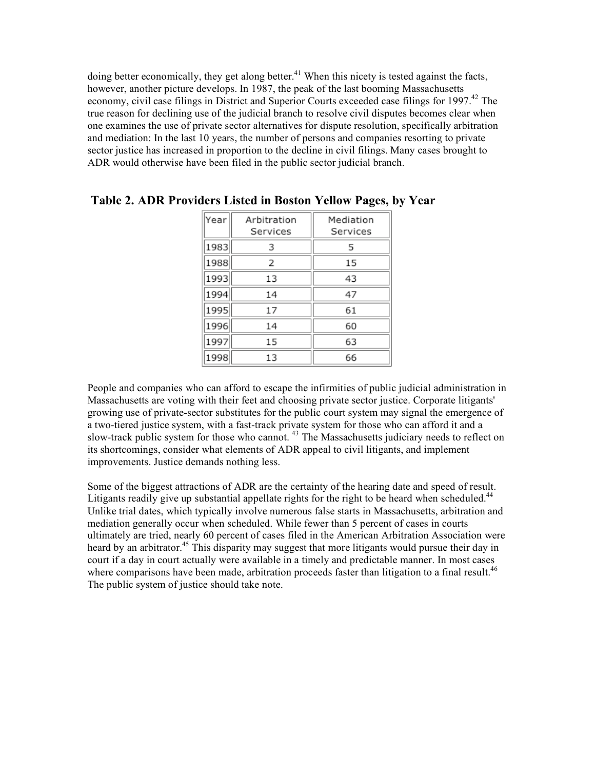doing better economically, they get along better.[41] When this nicety is tested against the facts, however, another picture develops. In 1987, the peak of the last booming Massachusetts economy, civil case filings in District and Superior Courts exceeded case filings for 1997.[42] The true reason for declining use of the judicial branch to resolve civil disputes becomes clear when one examines the use of private sector alternatives for dispute resolution, specifically arbitration and mediation: In the last 10 years, the number of persons and companies resorting to private sector justice has increased in proportion to the decline in civil filings. Many cases brought to ADR would otherwise have been filed in the public sector judicial branch.

**Table 2. ADR Providers Listed in Boston Yellow Pages, by Year**

| Year | Arbitration Services | Mediation Services |
|---|---|---|
| 1983 | 3 | 5 |
| 1988 | 2 | 15 |
| 1993 | 13 | 43 |
| 1994 | 14 | 47 |
| 1995 | 17 | 61 |
| 1996 | 14 | 60 |
| 1997 | 15 | 63 |
| 1998 | 13 | 66 |

People and companies who can afford to escape the infirmities of public judicial administration in Massachusetts are voting with their feet and choosing private sector justice. Corporate litigants' growing use of private-sector substitutes for the public court system may signal the emergence of a two-tiered justice system, with a fast-track private system for those who can afford it and a slow-track public system for those who cannot.[43] The Massachusetts judiciary needs to reflect on its shortcomings, consider what elements of ADR appeal to civil litigants, and implement improvements. Justice demands nothing less.

Some of the biggest attractions of ADR are the certainty of the hearing date and speed of result. Litigants readily give up substantial appellate rights for the right to be heard when scheduled.[44] Unlike trial dates, which typically involve numerous false starts in Massachusetts, arbitration and mediation generally occur when scheduled. While fewer than 5 percent of cases in courts ultimately are tried, nearly 60 percent of cases filed in the American Arbitration Association were heard by an arbitrator.[45] This disparity may suggest that more litigants would pursue their day in court if a day in court actually were available in a timely and predictable manner. In most cases where comparisons have been made, arbitration proceeds faster than litigation to a final result.[46] The public system of justice should take note.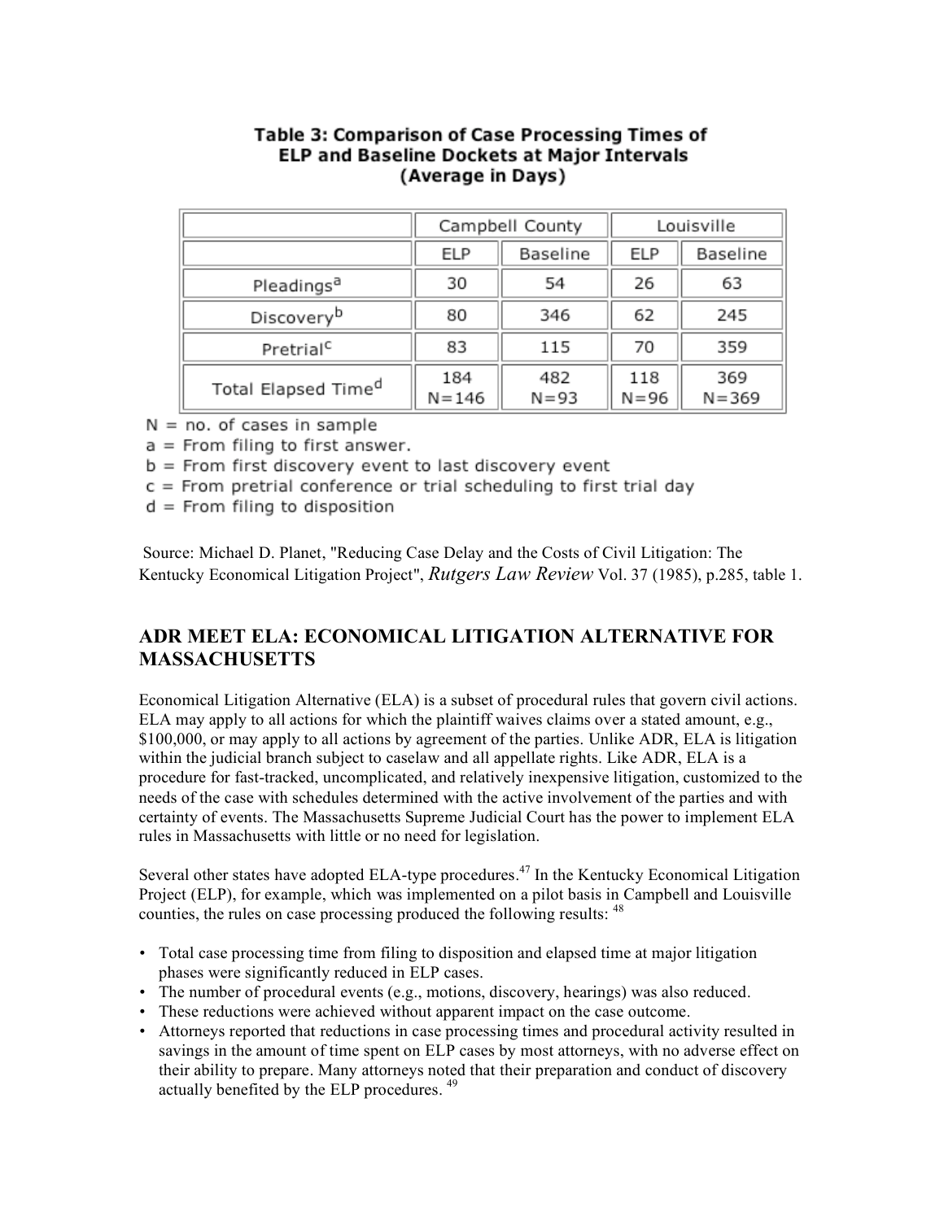**Table 3: Comparison of Case Processing Times of ELP and Baseline Dockets at Major Intervals (Average in Days)**

| | Campbell County | | Louisville | |
|---|---|---|---|---|
| | ELP | Baseline | ELP | Baseline |
| Pleadings[a] | 30 | 54 | 26 | 63 |
| Discovery[b] | 80 | 346 | 62 | 245 |
| Pretrial[c] | 83 | 115 | 70 | 359 |
| Total Elapsed Time[d] | 184 N=146 | 482 N=93 | 118 N=96 | 369 N=369 |

N = no. of cases in sample
a = From filing to first answer.
b = From first discovery event to last discovery event
c = From pretrial conference or trial scheduling to first trial day
d = From filing to disposition

Source: Michael D. Planet, "Reducing Case Delay and the Costs of Civil Litigation: The Kentucky Economical Litigation Project", *Rutgers Law Review* Vol. 37 (1985), p.285, table 1.

## ADR MEET ELA: ECONOMICAL LITIGATION ALTERNATIVE FOR MASSACHUSETTS

Economical Litigation Alternative (ELA) is a subset of procedural rules that govern civil actions. ELA may apply to all actions for which the plaintiff waives claims over a stated amount, e.g., $100,000, or may apply to all actions by agreement of the parties. Unlike ADR, ELA is litigation within the judicial branch subject to caselaw and all appellate rights. Like ADR, ELA is a procedure for fast-tracked, uncomplicated, and relatively inexpensive litigation, customized to the needs of the case with schedules determined with the active involvement of the parties and with certainty of events. The Massachusetts Supreme Judicial Court has the power to implement ELA rules in Massachusetts with little or no need for legislation.

Several other states have adopted ELA-type procedures.[47] In the Kentucky Economical Litigation Project (ELP), for example, which was implemented on a pilot basis in Campbell and Louisville counties, the rules on case processing produced the following results: [48]

- Total case processing time from filing to disposition and elapsed time at major litigation phases were significantly reduced in ELP cases.
- The number of procedural events (e.g., motions, discovery, hearings) was also reduced.
- These reductions were achieved without apparent impact on the case outcome.
- Attorneys reported that reductions in case processing times and procedural activity resulted in savings in the amount of time spent on ELP cases by most attorneys, with no adverse effect on their ability to prepare. Many attorneys noted that their preparation and conduct of discovery actually benefited by the ELP procedures. [49]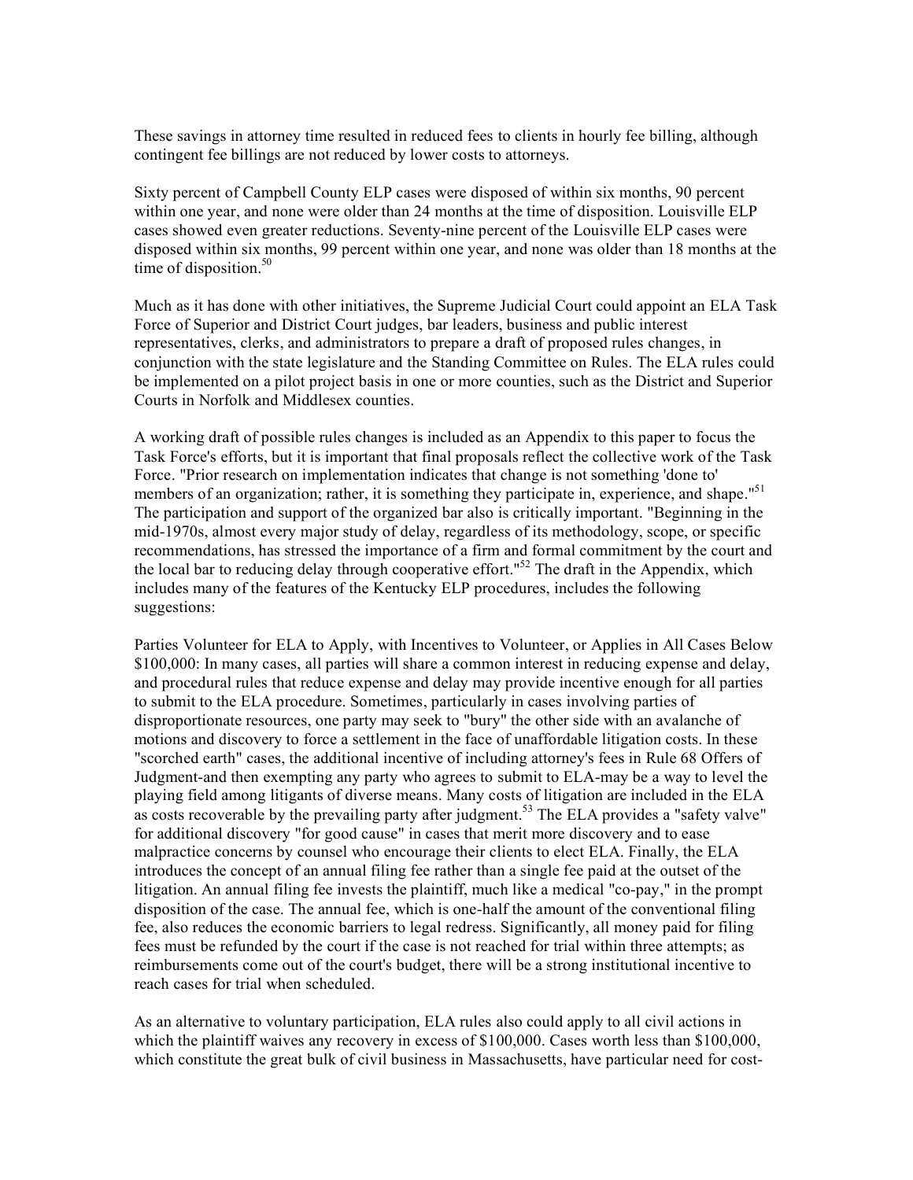These savings in attorney time resulted in reduced fees to clients in hourly fee billing, although contingent fee billings are not reduced by lower costs to attorneys.

Sixty percent of Campbell County ELP cases were disposed of within six months, 90 percent within one year, and none were older than 24 months at the time of disposition. Louisville ELP cases showed even greater reductions. Seventy-nine percent of the Louisville ELP cases were disposed within six months, 99 percent within one year, and none was older than 18 months at the time of disposition.[50]

Much as it has done with other initiatives, the Supreme Judicial Court could appoint an ELA Task Force of Superior and District Court judges, bar leaders, business and public interest representatives, clerks, and administrators to prepare a draft of proposed rules changes, in conjunction with the state legislature and the Standing Committee on Rules. The ELA rules could be implemented on a pilot project basis in one or more counties, such as the District and Superior Courts in Norfolk and Middlesex counties.

A working draft of possible rules changes is included as an Appendix to this paper to focus the Task Force's efforts, but it is important that final proposals reflect the collective work of the Task Force. "Prior research on implementation indicates that change is not something 'done to' members of an organization; rather, it is something they participate in, experience, and shape."[51] The participation and support of the organized bar also is critically important. "Beginning in the mid-1970s, almost every major study of delay, regardless of its methodology, scope, or specific recommendations, has stressed the importance of a firm and formal commitment by the court and the local bar to reducing delay through cooperative effort."[52] The draft in the Appendix, which includes many of the features of the Kentucky ELP procedures, includes the following suggestions:

Parties Volunteer for ELA to Apply, with Incentives to Volunteer, or Applies in All Cases Below $100,000: In many cases, all parties will share a common interest in reducing expense and delay, and procedural rules that reduce expense and delay may provide incentive enough for all parties to submit to the ELA procedure. Sometimes, particularly in cases involving parties of disproportionate resources, one party may seek to "bury" the other side with an avalanche of motions and discovery to force a settlement in the face of unaffordable litigation costs. In these "scorched earth" cases, the additional incentive of including attorney's fees in Rule 68 Offers of Judgment-and then exempting any party who agrees to submit to ELA-may be a way to level the playing field among litigants of diverse means. Many costs of litigation are included in the ELA as costs recoverable by the prevailing party after judgment.[53] The ELA provides a "safety valve" for additional discovery "for good cause" in cases that merit more discovery and to ease malpractice concerns by counsel who encourage their clients to elect ELA. Finally, the ELA introduces the concept of an annual filing fee rather than a single fee paid at the outset of the litigation. An annual filing fee invests the plaintiff, much like a medical "co-pay," in the prompt disposition of the case. The annual fee, which is one-half the amount of the conventional filing fee, also reduces the economic barriers to legal redress. Significantly, all money paid for filing fees must be refunded by the court if the case is not reached for trial within three attempts; as reimbursements come out of the court's budget, there will be a strong institutional incentive to reach cases for trial when scheduled.

As an alternative to voluntary participation, ELA rules also could apply to all civil actions in which the plaintiff waives any recovery in excess of $100,000. Cases worth less than $100,000, which constitute the great bulk of civil business in Massachusetts, have particular need for cost-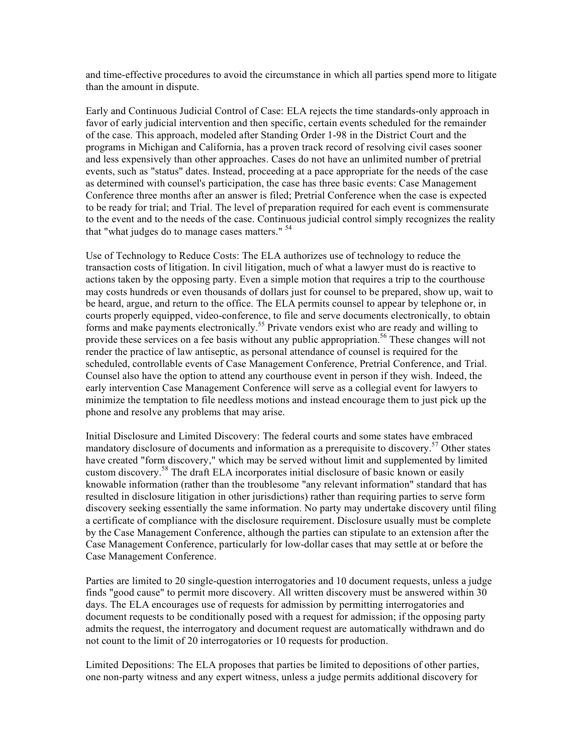and time-effective procedures to avoid the circumstance in which all parties spend more to litigate than the amount in dispute.

Early and Continuous Judicial Control of Case: ELA rejects the time standards-only approach in favor of early judicial intervention and then specific, certain events scheduled for the remainder of the case. This approach, modeled after Standing Order 1-98 in the District Court and the programs in Michigan and California, has a proven track record of resolving civil cases sooner and less expensively than other approaches. Cases do not have an unlimited number of pretrial events, such as "status" dates. Instead, proceeding at a pace appropriate for the needs of the case as determined with counsel's participation, the case has three basic events: Case Management Conference three months after an answer is filed; Pretrial Conference when the case is expected to be ready for trial; and Trial. The level of preparation required for each event is commensurate to the event and to the needs of the case. Continuous judicial control simply recognizes the reality that "what judges do to manage cases matters." [54]

Use of Technology to Reduce Costs: The ELA authorizes use of technology to reduce the transaction costs of litigation. In civil litigation, much of what a lawyer must do is reactive to actions taken by the opposing party. Even a simple motion that requires a trip to the courthouse may costs hundreds or even thousands of dollars just for counsel to be prepared, show up, wait to be heard, argue, and return to the office. The ELA permits counsel to appear by telephone or, in courts properly equipped, video-conference, to file and serve documents electronically, to obtain forms and make payments electronically.[55] Private vendors exist who are ready and willing to provide these services on a fee basis without any public appropriation.[56] These changes will not render the practice of law antiseptic, as personal attendance of counsel is required for the scheduled, controllable events of Case Management Conference, Pretrial Conference, and Trial. Counsel also have the option to attend any courthouse event in person if they wish. Indeed, the early intervention Case Management Conference will serve as a collegial event for lawyers to minimize the temptation to file needless motions and instead encourage them to just pick up the phone and resolve any problems that may arise.

Initial Disclosure and Limited Discovery: The federal courts and some states have embraced mandatory disclosure of documents and information as a prerequisite to discovery.[57] Other states have created "form discovery," which may be served without limit and supplemented by limited custom discovery.[58] The draft ELA incorporates initial disclosure of basic known or easily knowable information (rather than the troublesome "any relevant information" standard that has resulted in disclosure litigation in other jurisdictions) rather than requiring parties to serve form discovery seeking essentially the same information. No party may undertake discovery until filing a certificate of compliance with the disclosure requirement. Disclosure usually must be complete by the Case Management Conference, although the parties can stipulate to an extension after the Case Management Conference, particularly for low-dollar cases that may settle at or before the Case Management Conference.

Parties are limited to 20 single-question interrogatories and 10 document requests, unless a judge finds "good cause" to permit more discovery. All written discovery must be answered within 30 days. The ELA encourages use of requests for admission by permitting interrogatories and document requests to be conditionally posed with a request for admission; if the opposing party admits the request, the interrogatory and document request are automatically withdrawn and do not count to the limit of 20 interrogatories or 10 requests for production.

Limited Depositions: The ELA proposes that parties be limited to depositions of other parties, one non-party witness and any expert witness, unless a judge permits additional discovery for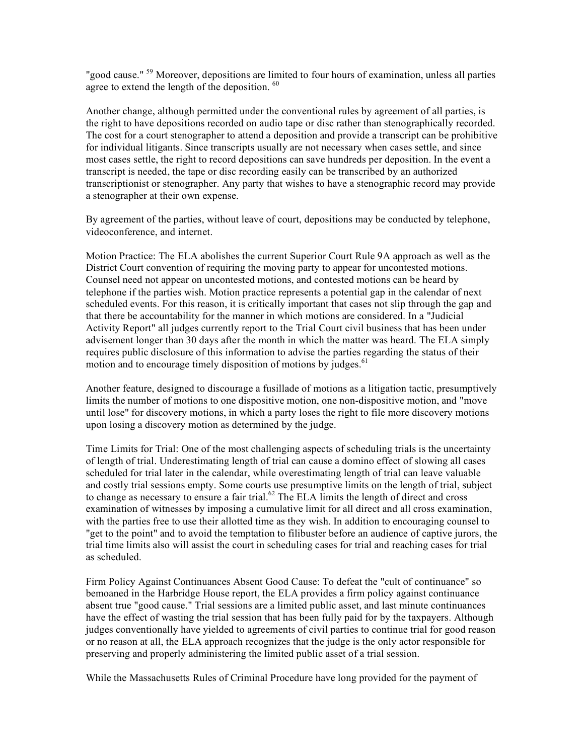"good cause." [59] Moreover, depositions are limited to four hours of examination, unless all parties agree to extend the length of the deposition. [60]

Another change, although permitted under the conventional rules by agreement of all parties, is the right to have depositions recorded on audio tape or disc rather than stenographically recorded. The cost for a court stenographer to attend a deposition and provide a transcript can be prohibitive for individual litigants. Since transcripts usually are not necessary when cases settle, and since most cases settle, the right to record depositions can save hundreds per deposition. In the event a transcript is needed, the tape or disc recording easily can be transcribed by an authorized transcriptionist or stenographer. Any party that wishes to have a stenographic record may provide a stenographer at their own expense.

By agreement of the parties, without leave of court, depositions may be conducted by telephone, videoconference, and internet.

Motion Practice: The ELA abolishes the current Superior Court Rule 9A approach as well as the District Court convention of requiring the moving party to appear for uncontested motions. Counsel need not appear on uncontested motions, and contested motions can be heard by telephone if the parties wish. Motion practice represents a potential gap in the calendar of next scheduled events. For this reason, it is critically important that cases not slip through the gap and that there be accountability for the manner in which motions are considered. In a "Judicial Activity Report" all judges currently report to the Trial Court civil business that has been under advisement longer than 30 days after the month in which the matter was heard. The ELA simply requires public disclosure of this information to advise the parties regarding the status of their motion and to encourage timely disposition of motions by judges.[61]

Another feature, designed to discourage a fusillade of motions as a litigation tactic, presumptively limits the number of motions to one dispositive motion, one non-dispositive motion, and "move until lose" for discovery motions, in which a party loses the right to file more discovery motions upon losing a discovery motion as determined by the judge.

Time Limits for Trial: One of the most challenging aspects of scheduling trials is the uncertainty of length of trial. Underestimating length of trial can cause a domino effect of slowing all cases scheduled for trial later in the calendar, while overestimating length of trial can leave valuable and costly trial sessions empty. Some courts use presumptive limits on the length of trial, subject to change as necessary to ensure a fair trial.[62] The ELA limits the length of direct and cross examination of witnesses by imposing a cumulative limit for all direct and all cross examination, with the parties free to use their allotted time as they wish. In addition to encouraging counsel to "get to the point" and to avoid the temptation to filibuster before an audience of captive jurors, the trial time limits also will assist the court in scheduling cases for trial and reaching cases for trial as scheduled.

Firm Policy Against Continuances Absent Good Cause: To defeat the "cult of continuance" so bemoaned in the Harbridge House report, the ELA provides a firm policy against continuance absent true "good cause." Trial sessions are a limited public asset, and last minute continuances have the effect of wasting the trial session that has been fully paid for by the taxpayers. Although judges conventionally have yielded to agreements of civil parties to continue trial for good reason or no reason at all, the ELA approach recognizes that the judge is the only actor responsible for preserving and properly administering the limited public asset of a trial session.

While the Massachusetts Rules of Criminal Procedure have long provided for the payment of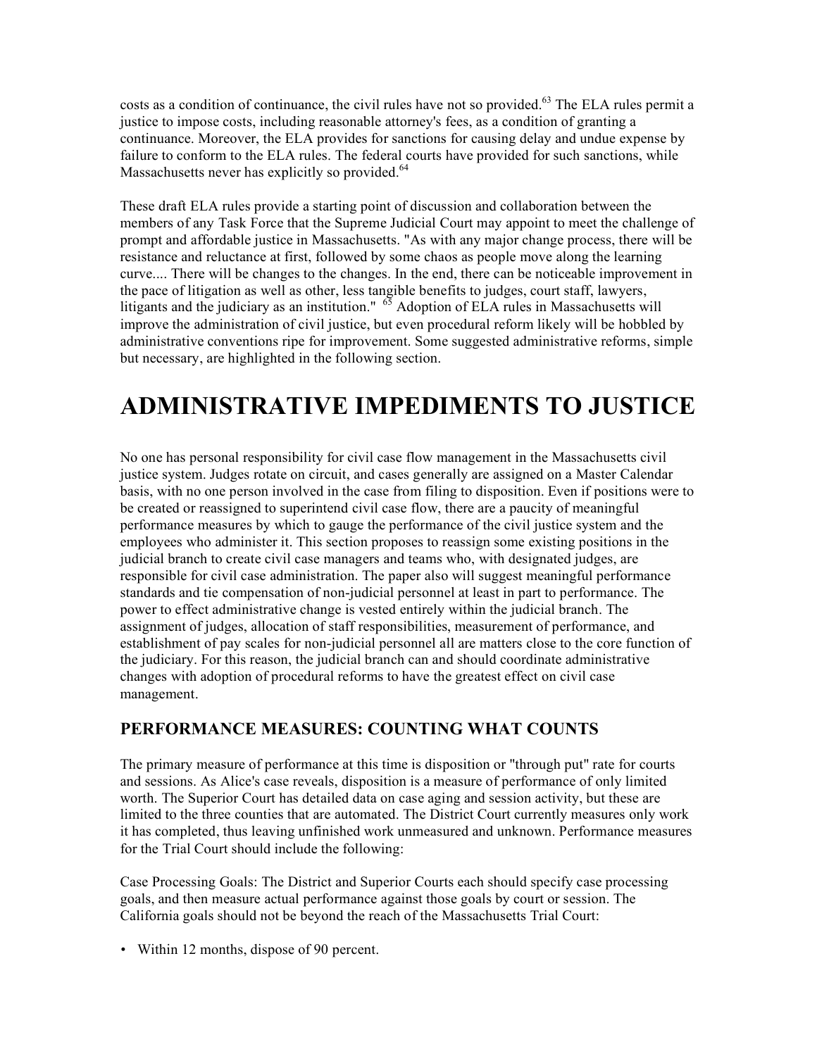costs as a condition of continuance, the civil rules have not so provided.[63] The ELA rules permit a justice to impose costs, including reasonable attorney's fees, as a condition of granting a continuance. Moreover, the ELA provides for sanctions for causing delay and undue expense by failure to conform to the ELA rules. The federal courts have provided for such sanctions, while Massachusetts never has explicitly so provided.[64]

These draft ELA rules provide a starting point of discussion and collaboration between the members of any Task Force that the Supreme Judicial Court may appoint to meet the challenge of prompt and affordable justice in Massachusetts. "As with any major change process, there will be resistance and reluctance at first, followed by some chaos as people move along the learning curve.... There will be changes to the changes. In the end, there can be noticeable improvement in the pace of litigation as well as other, less tangible benefits to judges, court staff, lawyers, litigants and the judiciary as an institution." [65] Adoption of ELA rules in Massachusetts will improve the administration of civil justice, but even procedural reform likely will be hobbled by administrative conventions ripe for improvement. Some suggested administrative reforms, simple but necessary, are highlighted in the following section.

# ADMINISTRATIVE IMPEDIMENTS TO JUSTICE

No one has personal responsibility for civil case flow management in the Massachusetts civil justice system. Judges rotate on circuit, and cases generally are assigned on a Master Calendar basis, with no one person involved in the case from filing to disposition. Even if positions were to be created or reassigned to superintend civil case flow, there are a paucity of meaningful performance measures by which to gauge the performance of the civil justice system and the employees who administer it. This section proposes to reassign some existing positions in the judicial branch to create civil case managers and teams who, with designated judges, are responsible for civil case administration. The paper also will suggest meaningful performance standards and tie compensation of non-judicial personnel at least in part to performance. The power to effect administrative change is vested entirely within the judicial branch. The assignment of judges, allocation of staff responsibilities, measurement of performance, and establishment of pay scales for non-judicial personnel all are matters close to the core function of the judiciary. For this reason, the judicial branch can and should coordinate administrative changes with adoption of procedural reforms to have the greatest effect on civil case management.

## PERFORMANCE MEASURES: COUNTING WHAT COUNTS

The primary measure of performance at this time is disposition or "through put" rate for courts and sessions. As Alice's case reveals, disposition is a measure of performance of only limited worth. The Superior Court has detailed data on case aging and session activity, but these are limited to the three counties that are automated. The District Court currently measures only work it has completed, thus leaving unfinished work unmeasured and unknown. Performance measures for the Trial Court should include the following:

Case Processing Goals: The District and Superior Courts each should specify case processing goals, and then measure actual performance against those goals by court or session. The California goals should not be beyond the reach of the Massachusetts Trial Court:

- Within 12 months, dispose of 90 percent.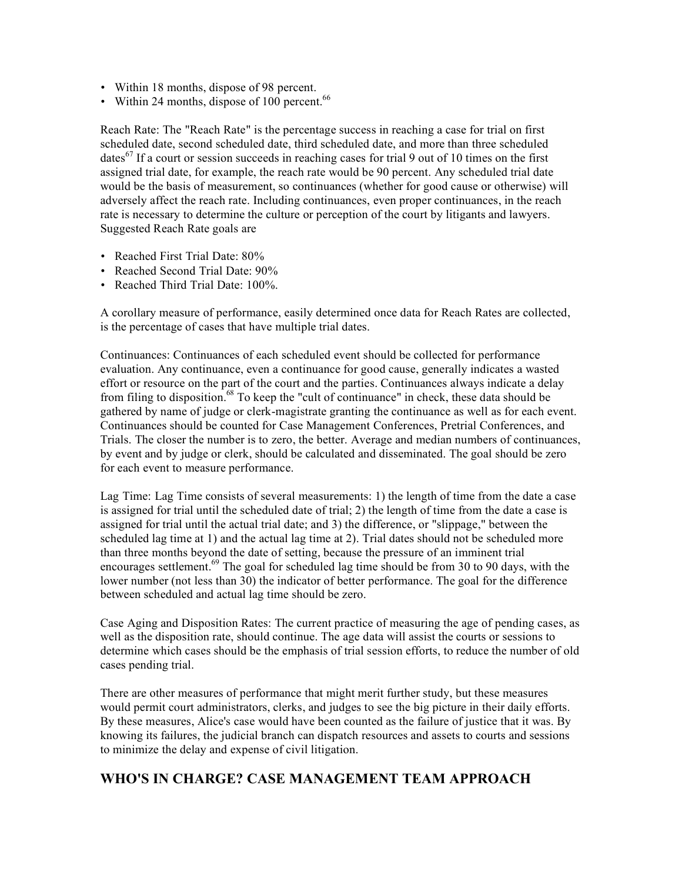- Within 18 months, dispose of 98 percent.
- Within 24 months, dispose of 100 percent.[66]

Reach Rate: The "Reach Rate" is the percentage success in reaching a case for trial on first scheduled date, second scheduled date, third scheduled date, and more than three scheduled dates[67] If a court or session succeeds in reaching cases for trial 9 out of 10 times on the first assigned trial date, for example, the reach rate would be 90 percent. Any scheduled trial date would be the basis of measurement, so continuances (whether for good cause or otherwise) will adversely affect the reach rate. Including continuances, even proper continuances, in the reach rate is necessary to determine the culture or perception of the court by litigants and lawyers. Suggested Reach Rate goals are

- Reached First Trial Date: 80%
- Reached Second Trial Date: 90%
- Reached Third Trial Date: 100%.

A corollary measure of performance, easily determined once data for Reach Rates are collected, is the percentage of cases that have multiple trial dates.

Continuances: Continuances of each scheduled event should be collected for performance evaluation. Any continuance, even a continuance for good cause, generally indicates a wasted effort or resource on the part of the court and the parties. Continuances always indicate a delay from filing to disposition.[68] To keep the "cult of continuance" in check, these data should be gathered by name of judge or clerk-magistrate granting the continuance as well as for each event. Continuances should be counted for Case Management Conferences, Pretrial Conferences, and Trials. The closer the number is to zero, the better. Average and median numbers of continuances, by event and by judge or clerk, should be calculated and disseminated. The goal should be zero for each event to measure performance.

Lag Time: Lag Time consists of several measurements: 1) the length of time from the date a case is assigned for trial until the scheduled date of trial; 2) the length of time from the date a case is assigned for trial until the actual trial date; and 3) the difference, or "slippage," between the scheduled lag time at 1) and the actual lag time at 2). Trial dates should not be scheduled more than three months beyond the date of setting, because the pressure of an imminent trial encourages settlement.[69] The goal for scheduled lag time should be from 30 to 90 days, with the lower number (not less than 30) the indicator of better performance. The goal for the difference between scheduled and actual lag time should be zero.

Case Aging and Disposition Rates: The current practice of measuring the age of pending cases, as well as the disposition rate, should continue. The age data will assist the courts or sessions to determine which cases should be the emphasis of trial session efforts, to reduce the number of old cases pending trial.

There are other measures of performance that might merit further study, but these measures would permit court administrators, clerks, and judges to see the big picture in their daily efforts. By these measures, Alice's case would have been counted as the failure of justice that it was. By knowing its failures, the judicial branch can dispatch resources and assets to courts and sessions to minimize the delay and expense of civil litigation.

## WHO'S IN CHARGE? CASE MANAGEMENT TEAM APPROACH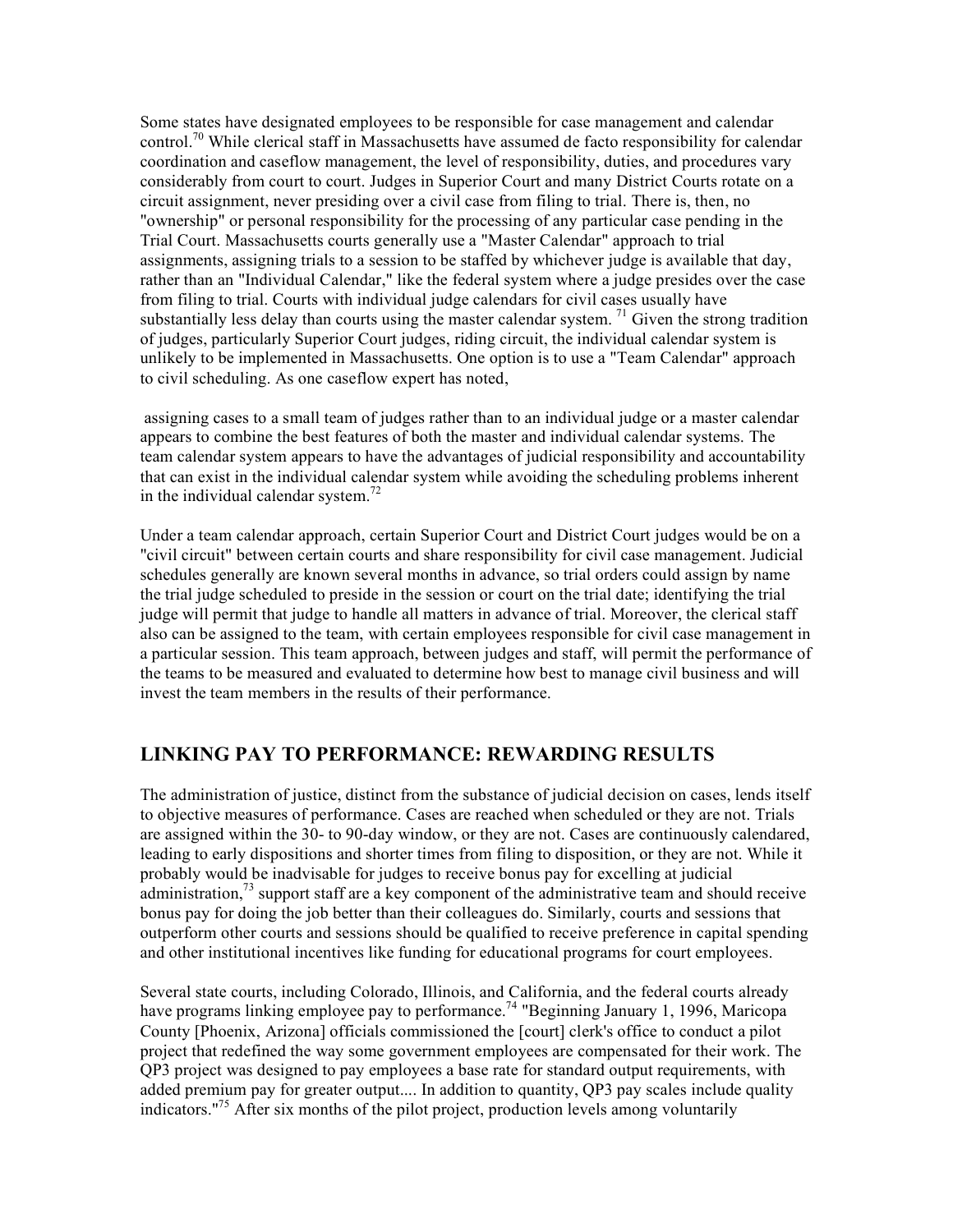Some states have designated employees to be responsible for case management and calendar control.[70] While clerical staff in Massachusetts have assumed de facto responsibility for calendar coordination and caseflow management, the level of responsibility, duties, and procedures vary considerably from court to court. Judges in Superior Court and many District Courts rotate on a circuit assignment, never presiding over a civil case from filing to trial. There is, then, no "ownership" or personal responsibility for the processing of any particular case pending in the Trial Court. Massachusetts courts generally use a "Master Calendar" approach to trial assignments, assigning trials to a session to be staffed by whichever judge is available that day, rather than an "Individual Calendar," like the federal system where a judge presides over the case from filing to trial. Courts with individual judge calendars for civil cases usually have substantially less delay than courts using the master calendar system. [71] Given the strong tradition of judges, particularly Superior Court judges, riding circuit, the individual calendar system is unlikely to be implemented in Massachusetts. One option is to use a "Team Calendar" approach to civil scheduling. As one caseflow expert has noted,

> assigning cases to a small team of judges rather than to an individual judge or a master calendar appears to combine the best features of both the master and individual calendar systems. The team calendar system appears to have the advantages of judicial responsibility and accountability that can exist in the individual calendar system while avoiding the scheduling problems inherent in the individual calendar system.[72]

Under a team calendar approach, certain Superior Court and District Court judges would be on a "civil circuit" between certain courts and share responsibility for civil case management. Judicial schedules generally are known several months in advance, so trial orders could assign by name the trial judge scheduled to preside in the session or court on the trial date; identifying the trial judge will permit that judge to handle all matters in advance of trial. Moreover, the clerical staff also can be assigned to the team, with certain employees responsible for civil case management in a particular session. This team approach, between judges and staff, will permit the performance of the teams to be measured and evaluated to determine how best to manage civil business and will invest the team members in the results of their performance.

## LINKING PAY TO PERFORMANCE: REWARDING RESULTS

The administration of justice, distinct from the substance of judicial decision on cases, lends itself to objective measures of performance. Cases are reached when scheduled or they are not. Trials are assigned within the 30- to 90-day window, or they are not. Cases are continuously calendared, leading to early dispositions and shorter times from filing to disposition, or they are not. While it probably would be inadvisable for judges to receive bonus pay for excelling at judicial administration,[73] support staff are a key component of the administrative team and should receive bonus pay for doing the job better than their colleagues do. Similarly, courts and sessions that outperform other courts and sessions should be qualified to receive preference in capital spending and other institutional incentives like funding for educational programs for court employees.

Several state courts, including Colorado, Illinois, and California, and the federal courts already have programs linking employee pay to performance.[74] "Beginning January 1, 1996, Maricopa County [Phoenix, Arizona] officials commissioned the [court] clerk's office to conduct a pilot project that redefined the way some government employees are compensated for their work. The QP3 project was designed to pay employees a base rate for standard output requirements, with added premium pay for greater output.... In addition to quantity, QP3 pay scales include quality indicators."[75] After six months of the pilot project, production levels among voluntarily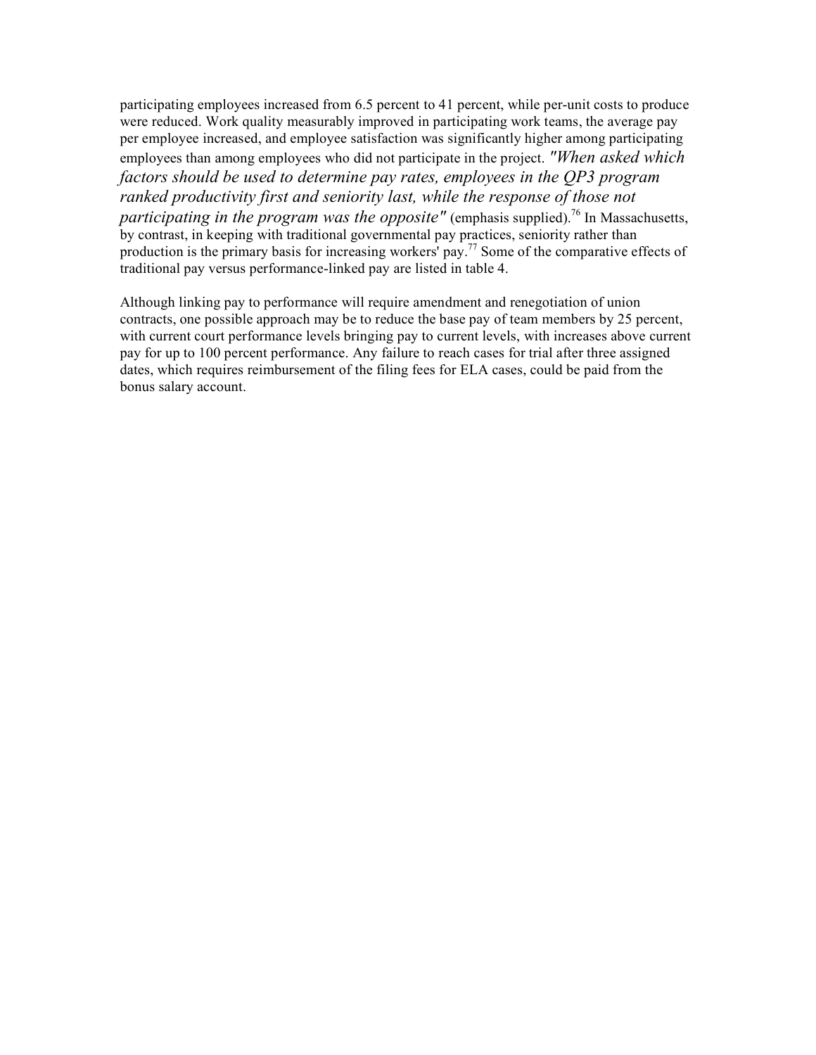participating employees increased from 6.5 percent to 41 percent, while per-unit costs to produce were reduced. Work quality measurably improved in participating work teams, the average pay per employee increased, and employee satisfaction was significantly higher among participating employees than among employees who did not participate in the project. *"When asked which factors should be used to determine pay rates, employees in the QP3 program ranked productivity first and seniority last, while the response of those not participating in the program was the opposite"* (emphasis supplied).[76] In Massachusetts, by contrast, in keeping with traditional governmental pay practices, seniority rather than production is the primary basis for increasing workers' pay.[77] Some of the comparative effects of traditional pay versus performance-linked pay are listed in table 4.

Although linking pay to performance will require amendment and renegotiation of union contracts, one possible approach may be to reduce the base pay of team members by 25 percent, with current court performance levels bringing pay to current levels, with increases above current pay for up to 100 percent performance. Any failure to reach cases for trial after three assigned dates, which requires reimbursement of the filing fees for ELA cases, could be paid from the bonus salary account.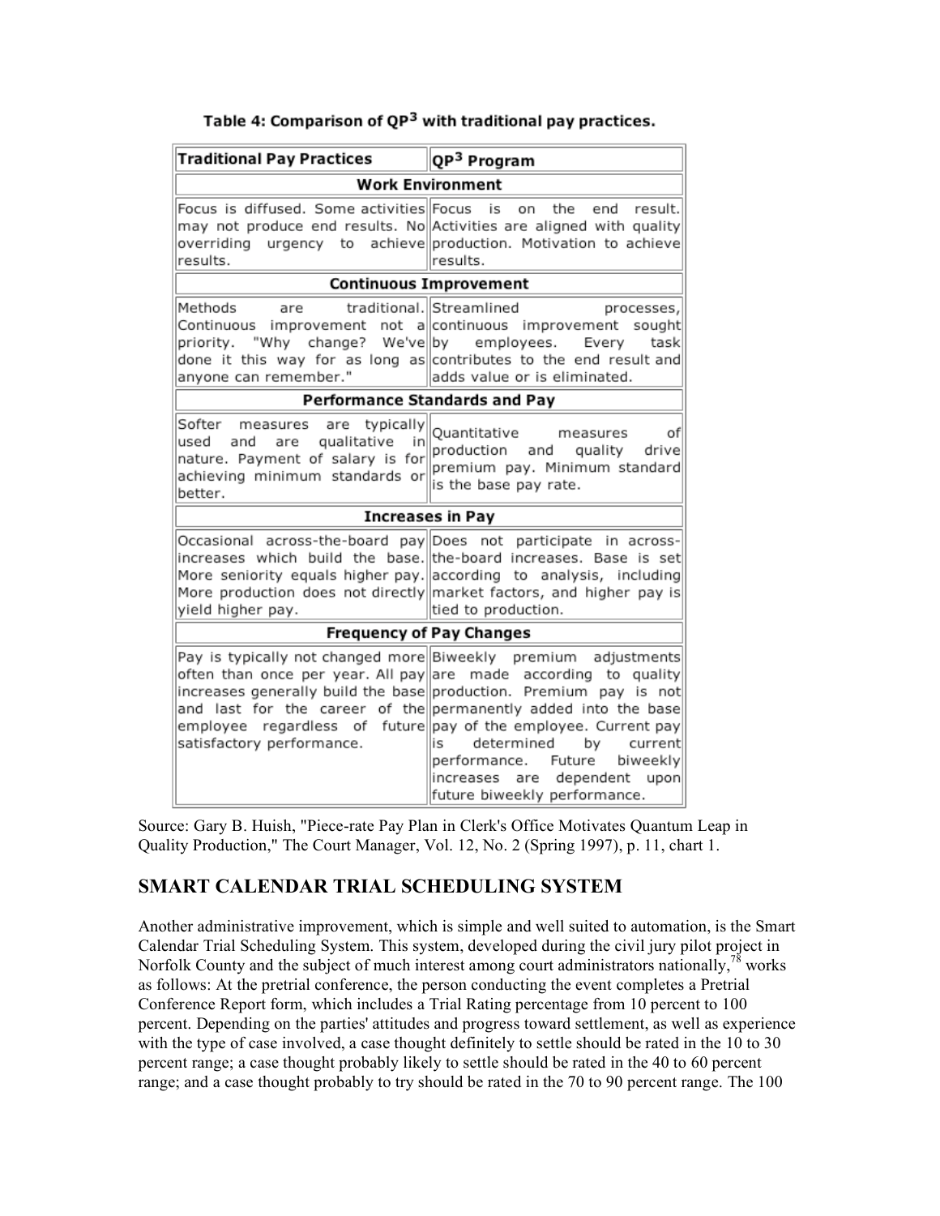**Table 4: Comparison of $QP^3$ with traditional pay practices.**

| Traditional Pay Practices | $QP^3$ Program |
|---|---|
| **Work Environment** | |
| Focus is diffused. Some activities may not produce end results. No overriding urgency to achieve results. | Focus is on the end result. Activities are aligned with quality production. Motivation to achieve results. |
| **Continuous Improvement** | |
| Methods are traditional. Continuous improvement not a priority. "Why change? We've done it this way for as long as anyone can remember." | Streamlined processes, continuous improvement sought by employees. Every task contributes to the end result and adds value or is eliminated. |
| **Performance Standards and Pay** | |
| Softer measures are typically used and are qualitative in nature. Payment of salary is for achieving minimum standards or better. | Quantitative measures of production and quality drive premium pay. Minimum standard is the base pay rate. |
| **Increases in Pay** | |
| Occasional across-the-board pay increases which build the base. More seniority equals higher pay. More production does not directly yield higher pay. | Does not participate in across-the-board increases. Base is set according to analysis, including market factors, and higher pay is tied to production. |
| **Frequency of Pay Changes** | |
| Pay is typically not changed more often than once per year. All pay increases generally build the base and last for the career of the employee regardless of future satisfactory performance. | Biweekly premium adjustments are made according to quality production. Premium pay is not permanently added into the base pay of the employee. Current pay is determined by current performance. Future biweekly increases are dependent upon future biweekly performance. |

Source: Gary B. Huish, "Piece-rate Pay Plan in Clerk's Office Motivates Quantum Leap in Quality Production," The Court Manager, Vol. 12, No. 2 (Spring 1997), p. 11, chart 1.

## SMART CALENDAR TRIAL SCHEDULING SYSTEM

Another administrative improvement, which is simple and well suited to automation, is the Smart Calendar Trial Scheduling System. This system, developed during the civil jury pilot project in Norfolk County and the subject of much interest among court administrators nationally,[78] works as follows: At the pretrial conference, the person conducting the event completes a Pretrial Conference Report form, which includes a Trial Rating percentage from 10 percent to 100 percent. Depending on the parties' attitudes and progress toward settlement, as well as experience with the type of case involved, a case thought definitely to settle should be rated in the 10 to 30 percent range; a case thought probably likely to settle should be rated in the 40 to 60 percent range; and a case thought probably to try should be rated in the 70 to 90 percent range. The 100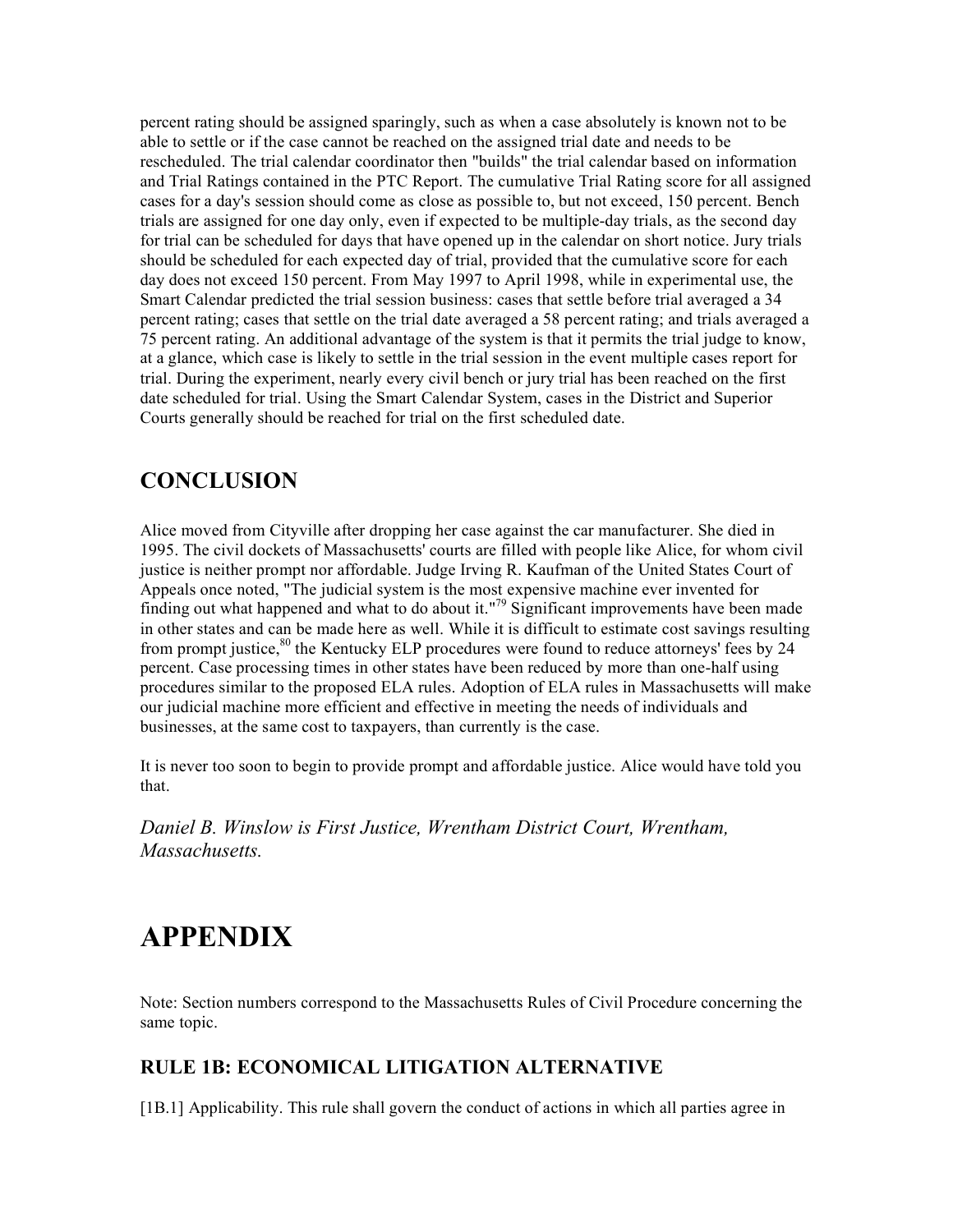percent rating should be assigned sparingly, such as when a case absolutely is known not to be able to settle or if the case cannot be reached on the assigned trial date and needs to be rescheduled. The trial calendar coordinator then "builds" the trial calendar based on information and Trial Ratings contained in the PTC Report. The cumulative Trial Rating score for all assigned cases for a day's session should come as close as possible to, but not exceed, 150 percent. Bench trials are assigned for one day only, even if expected to be multiple-day trials, as the second day for trial can be scheduled for days that have opened up in the calendar on short notice. Jury trials should be scheduled for each expected day of trial, provided that the cumulative score for each day does not exceed 150 percent. From May 1997 to April 1998, while in experimental use, the Smart Calendar predicted the trial session business: cases that settle before trial averaged a 34 percent rating; cases that settle on the trial date averaged a 58 percent rating; and trials averaged a 75 percent rating. An additional advantage of the system is that it permits the trial judge to know, at a glance, which case is likely to settle in the trial session in the event multiple cases report for trial. During the experiment, nearly every civil bench or jury trial has been reached on the first date scheduled for trial. Using the Smart Calendar System, cases in the District and Superior Courts generally should be reached for trial on the first scheduled date.

## CONCLUSION

Alice moved from Cityville after dropping her case against the car manufacturer. She died in 1995. The civil dockets of Massachusetts' courts are filled with people like Alice, for whom civil justice is neither prompt nor affordable. Judge Irving R. Kaufman of the United States Court of Appeals once noted, "The judicial system is the most expensive machine ever invented for finding out what happened and what to do about it."[79] Significant improvements have been made in other states and can be made here as well. While it is difficult to estimate cost savings resulting from prompt justice,[80] the Kentucky ELP procedures were found to reduce attorneys' fees by 24 percent. Case processing times in other states have been reduced by more than one-half using procedures similar to the proposed ELA rules. Adoption of ELA rules in Massachusetts will make our judicial machine more efficient and effective in meeting the needs of individuals and businesses, at the same cost to taxpayers, than currently is the case.

It is never too soon to begin to provide prompt and affordable justice. Alice would have told you that.

*Daniel B. Winslow is First Justice, Wrentham District Court, Wrentham, Massachusetts.*

# APPENDIX

Note: Section numbers correspond to the Massachusetts Rules of Civil Procedure concerning the same topic.

### RULE 1B: ECONOMICAL LITIGATION ALTERNATIVE

[1B.1] Applicability. This rule shall govern the conduct of actions in which all parties agree in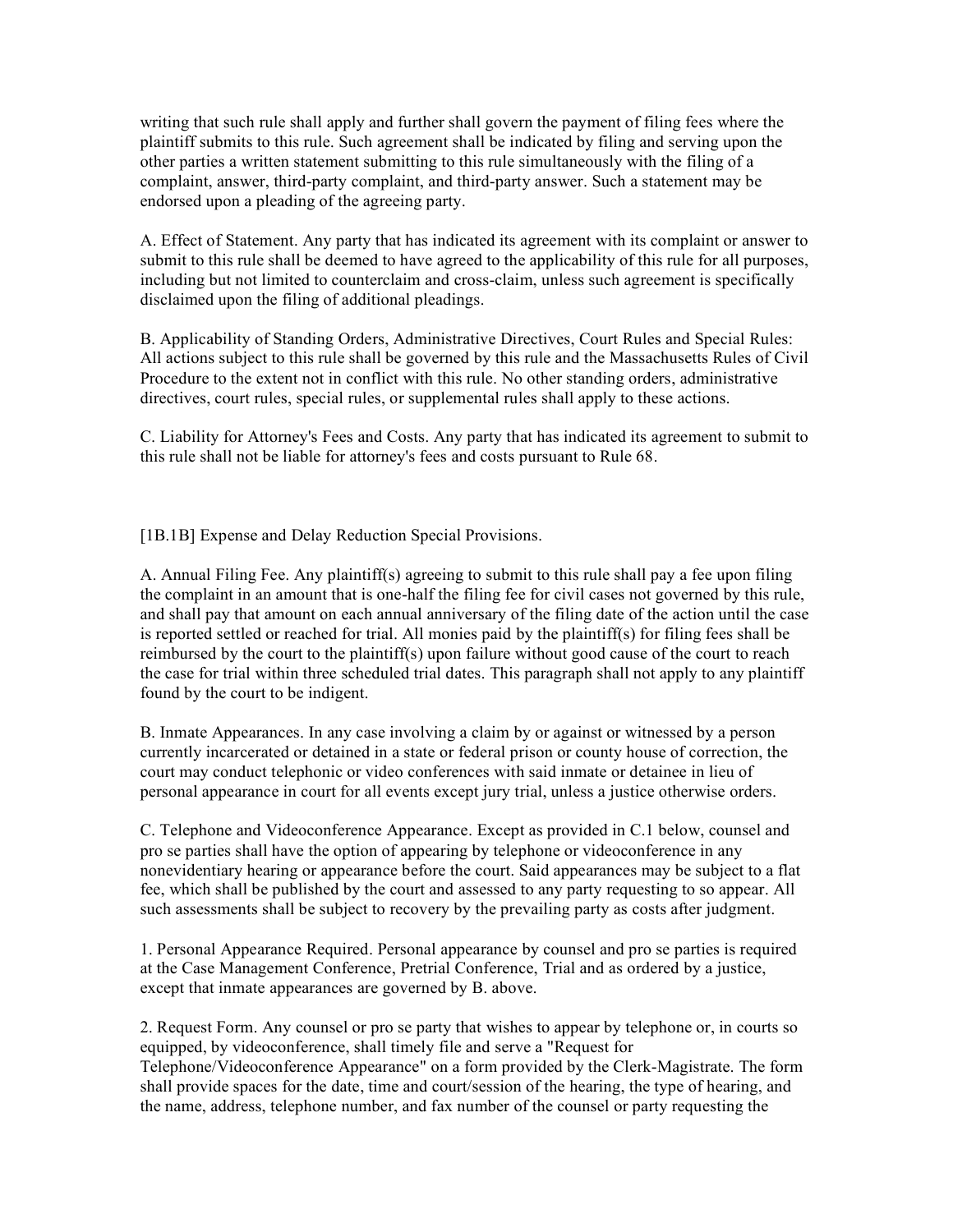writing that such rule shall apply and further shall govern the payment of filing fees where the plaintiff submits to this rule. Such agreement shall be indicated by filing and serving upon the other parties a written statement submitting to this rule simultaneously with the filing of a complaint, answer, third-party complaint, and third-party answer. Such a statement may be endorsed upon a pleading of the agreeing party.

A. Effect of Statement. Any party that has indicated its agreement with its complaint or answer to submit to this rule shall be deemed to have agreed to the applicability of this rule for all purposes, including but not limited to counterclaim and cross-claim, unless such agreement is specifically disclaimed upon the filing of additional pleadings.

B. Applicability of Standing Orders, Administrative Directives, Court Rules and Special Rules: All actions subject to this rule shall be governed by this rule and the Massachusetts Rules of Civil Procedure to the extent not in conflict with this rule. No other standing orders, administrative directives, court rules, special rules, or supplemental rules shall apply to these actions.

C. Liability for Attorney's Fees and Costs. Any party that has indicated its agreement to submit to this rule shall not be liable for attorney's fees and costs pursuant to Rule 68.

[1B.1B] Expense and Delay Reduction Special Provisions.

A. Annual Filing Fee. Any plaintiff(s) agreeing to submit to this rule shall pay a fee upon filing the complaint in an amount that is one-half the filing fee for civil cases not governed by this rule, and shall pay that amount on each annual anniversary of the filing date of the action until the case is reported settled or reached for trial. All monies paid by the plaintiff(s) for filing fees shall be reimbursed by the court to the plaintiff(s) upon failure without good cause of the court to reach the case for trial within three scheduled trial dates. This paragraph shall not apply to any plaintiff found by the court to be indigent.

B. Inmate Appearances. In any case involving a claim by or against or witnessed by a person currently incarcerated or detained in a state or federal prison or county house of correction, the court may conduct telephonic or video conferences with said inmate or detainee in lieu of personal appearance in court for all events except jury trial, unless a justice otherwise orders.

C. Telephone and Videoconference Appearance. Except as provided in C.1 below, counsel and pro se parties shall have the option of appearing by telephone or videoconference in any nonevidentiary hearing or appearance before the court. Said appearances may be subject to a flat fee, which shall be published by the court and assessed to any party requesting to so appear. All such assessments shall be subject to recovery by the prevailing party as costs after judgment.

1. Personal Appearance Required. Personal appearance by counsel and pro se parties is required at the Case Management Conference, Pretrial Conference, Trial and as ordered by a justice, except that inmate appearances are governed by B. above.

2. Request Form. Any counsel or pro se party that wishes to appear by telephone or, in courts so equipped, by videoconference, shall timely file and serve a "Request for Telephone/Videoconference Appearance" on a form provided by the Clerk-Magistrate. The form shall provide spaces for the date, time and court/session of the hearing, the type of hearing, and the name, address, telephone number, and fax number of the counsel or party requesting the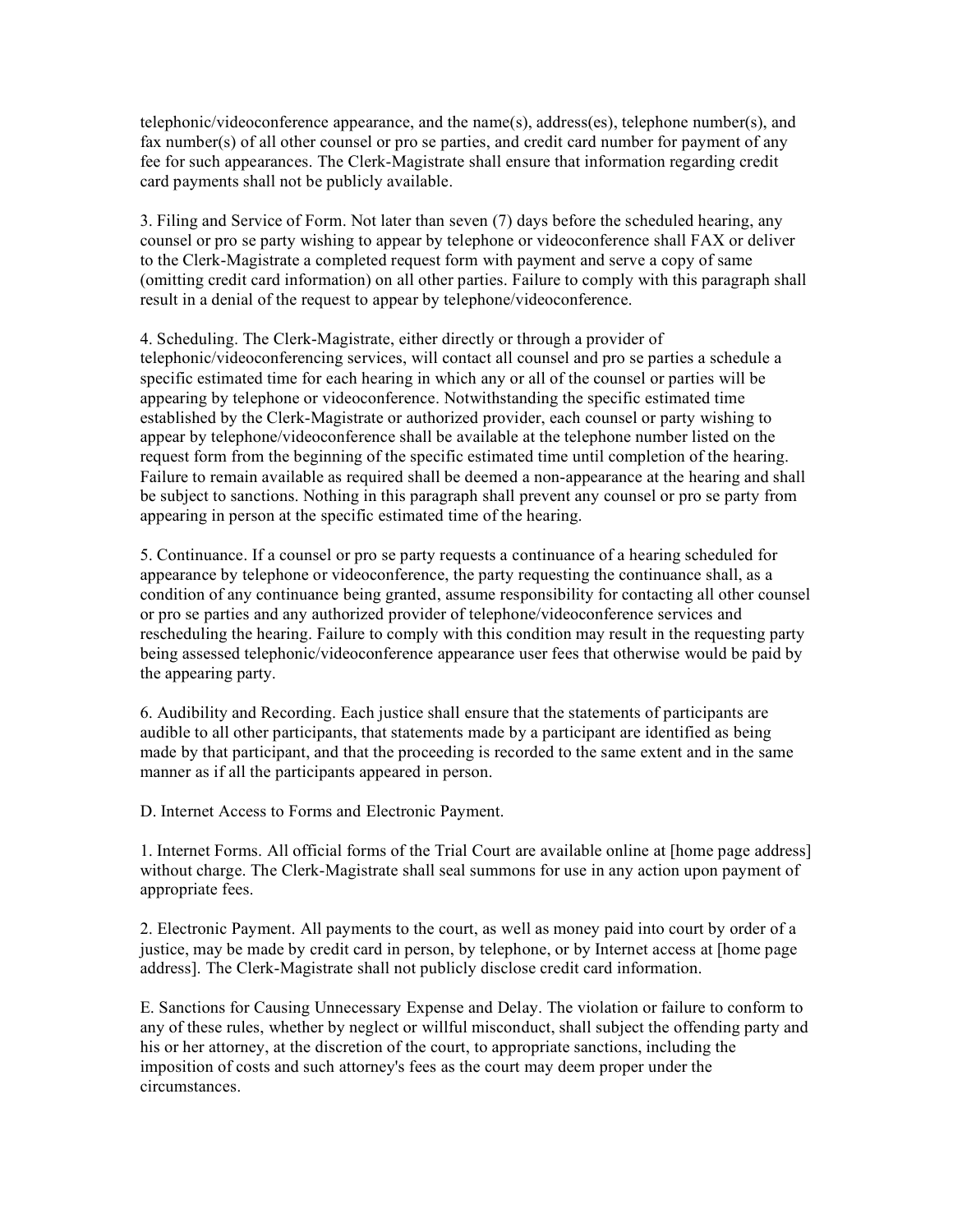telephonic/videoconference appearance, and the name(s), address(es), telephone number(s), and fax number(s) of all other counsel or pro se parties, and credit card number for payment of any fee for such appearances. The Clerk-Magistrate shall ensure that information regarding credit card payments shall not be publicly available.

3. Filing and Service of Form. Not later than seven (7) days before the scheduled hearing, any counsel or pro se party wishing to appear by telephone or videoconference shall FAX or deliver to the Clerk-Magistrate a completed request form with payment and serve a copy of same (omitting credit card information) on all other parties. Failure to comply with this paragraph shall result in a denial of the request to appear by telephone/videoconference.

4. Scheduling. The Clerk-Magistrate, either directly or through a provider of telephonic/videoconferencing services, will contact all counsel and pro se parties a schedule a specific estimated time for each hearing in which any or all of the counsel or parties will be appearing by telephone or videoconference. Notwithstanding the specific estimated time established by the Clerk-Magistrate or authorized provider, each counsel or party wishing to appear by telephone/videoconference shall be available at the telephone number listed on the request form from the beginning of the specific estimated time until completion of the hearing. Failure to remain available as required shall be deemed a non-appearance at the hearing and shall be subject to sanctions. Nothing in this paragraph shall prevent any counsel or pro se party from appearing in person at the specific estimated time of the hearing.

5. Continuance. If a counsel or pro se party requests a continuance of a hearing scheduled for appearance by telephone or videoconference, the party requesting the continuance shall, as a condition of any continuance being granted, assume responsibility for contacting all other counsel or pro se parties and any authorized provider of telephone/videoconference services and rescheduling the hearing. Failure to comply with this condition may result in the requesting party being assessed telephonic/videoconference appearance user fees that otherwise would be paid by the appearing party.

6. Audibility and Recording. Each justice shall ensure that the statements of participants are audible to all other participants, that statements made by a participant are identified as being made by that participant, and that the proceeding is recorded to the same extent and in the same manner as if all the participants appeared in person.

D. Internet Access to Forms and Electronic Payment.

1. Internet Forms. All official forms of the Trial Court are available online at [home page address] without charge. The Clerk-Magistrate shall seal summons for use in any action upon payment of appropriate fees.

2. Electronic Payment. All payments to the court, as well as money paid into court by order of a justice, may be made by credit card in person, by telephone, or by Internet access at [home page address]. The Clerk-Magistrate shall not publicly disclose credit card information.

E. Sanctions for Causing Unnecessary Expense and Delay. The violation or failure to conform to any of these rules, whether by neglect or willful misconduct, shall subject the offending party and his or her attorney, at the discretion of the court, to appropriate sanctions, including the imposition of costs and such attorney's fees as the court may deem proper under the circumstances.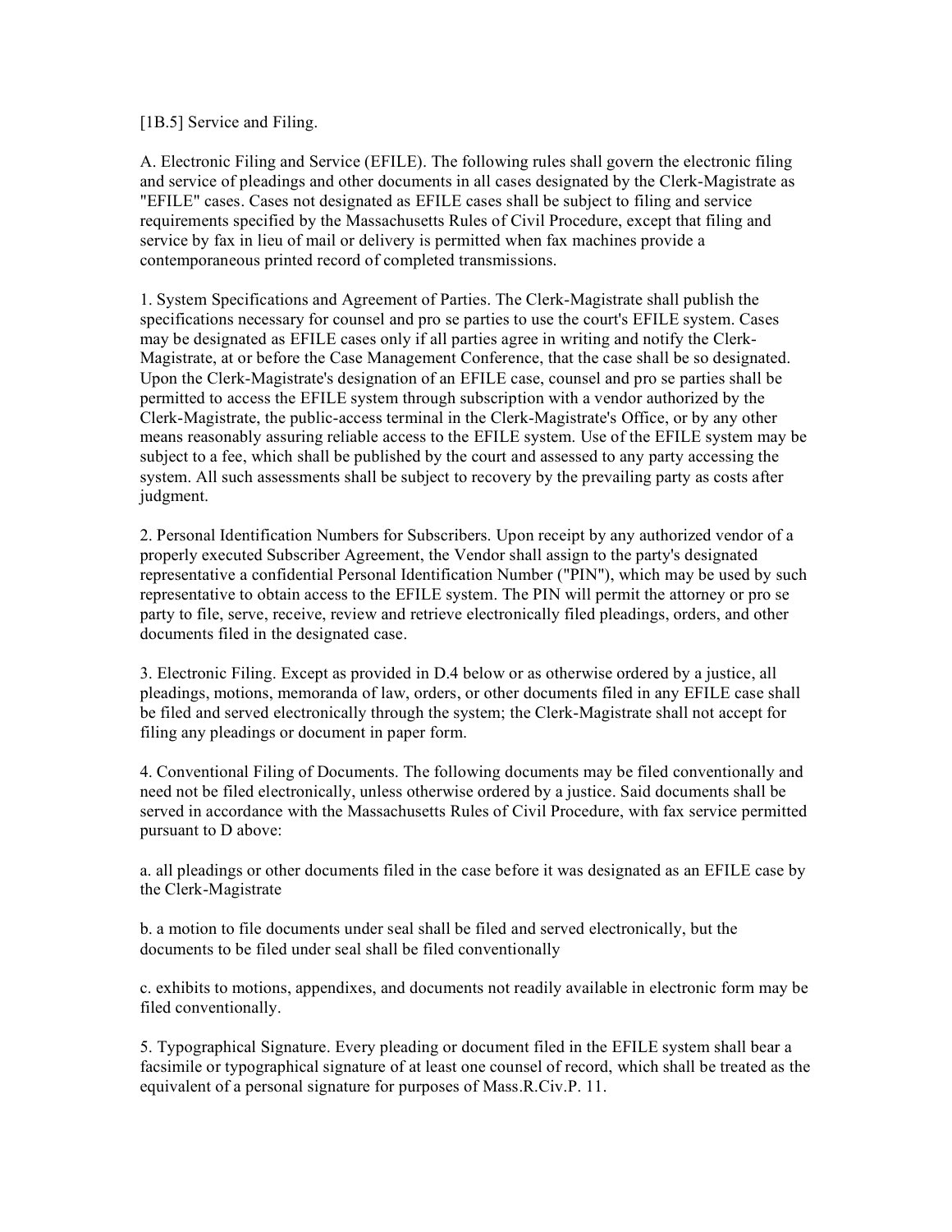[1B.5] Service and Filing.

A. Electronic Filing and Service (EFILE). The following rules shall govern the electronic filing and service of pleadings and other documents in all cases designated by the Clerk-Magistrate as "EFILE" cases. Cases not designated as EFILE cases shall be subject to filing and service requirements specified by the Massachusetts Rules of Civil Procedure, except that filing and service by fax in lieu of mail or delivery is permitted when fax machines provide a contemporaneous printed record of completed transmissions.

1. System Specifications and Agreement of Parties. The Clerk-Magistrate shall publish the specifications necessary for counsel and pro se parties to use the court's EFILE system. Cases may be designated as EFILE cases only if all parties agree in writing and notify the Clerk-Magistrate, at or before the Case Management Conference, that the case shall be so designated. Upon the Clerk-Magistrate's designation of an EFILE case, counsel and pro se parties shall be permitted to access the EFILE system through subscription with a vendor authorized by the Clerk-Magistrate, the public-access terminal in the Clerk-Magistrate's Office, or by any other means reasonably assuring reliable access to the EFILE system. Use of the EFILE system may be subject to a fee, which shall be published by the court and assessed to any party accessing the system. All such assessments shall be subject to recovery by the prevailing party as costs after judgment.

2. Personal Identification Numbers for Subscribers. Upon receipt by any authorized vendor of a properly executed Subscriber Agreement, the Vendor shall assign to the party's designated representative a confidential Personal Identification Number ("PIN"), which may be used by such representative to obtain access to the EFILE system. The PIN will permit the attorney or pro se party to file, serve, receive, review and retrieve electronically filed pleadings, orders, and other documents filed in the designated case.

3. Electronic Filing. Except as provided in D.4 below or as otherwise ordered by a justice, all pleadings, motions, memoranda of law, orders, or other documents filed in any EFILE case shall be filed and served electronically through the system; the Clerk-Magistrate shall not accept for filing any pleadings or document in paper form.

4. Conventional Filing of Documents. The following documents may be filed conventionally and need not be filed electronically, unless otherwise ordered by a justice. Said documents shall be served in accordance with the Massachusetts Rules of Civil Procedure, with fax service permitted pursuant to D above:

a. all pleadings or other documents filed in the case before it was designated as an EFILE case by the Clerk-Magistrate

b. a motion to file documents under seal shall be filed and served electronically, but the documents to be filed under seal shall be filed conventionally

c. exhibits to motions, appendixes, and documents not readily available in electronic form may be filed conventionally.

5. Typographical Signature. Every pleading or document filed in the EFILE system shall bear a facsimile or typographical signature of at least one counsel of record, which shall be treated as the equivalent of a personal signature for purposes of Mass.R.Civ.P. 11.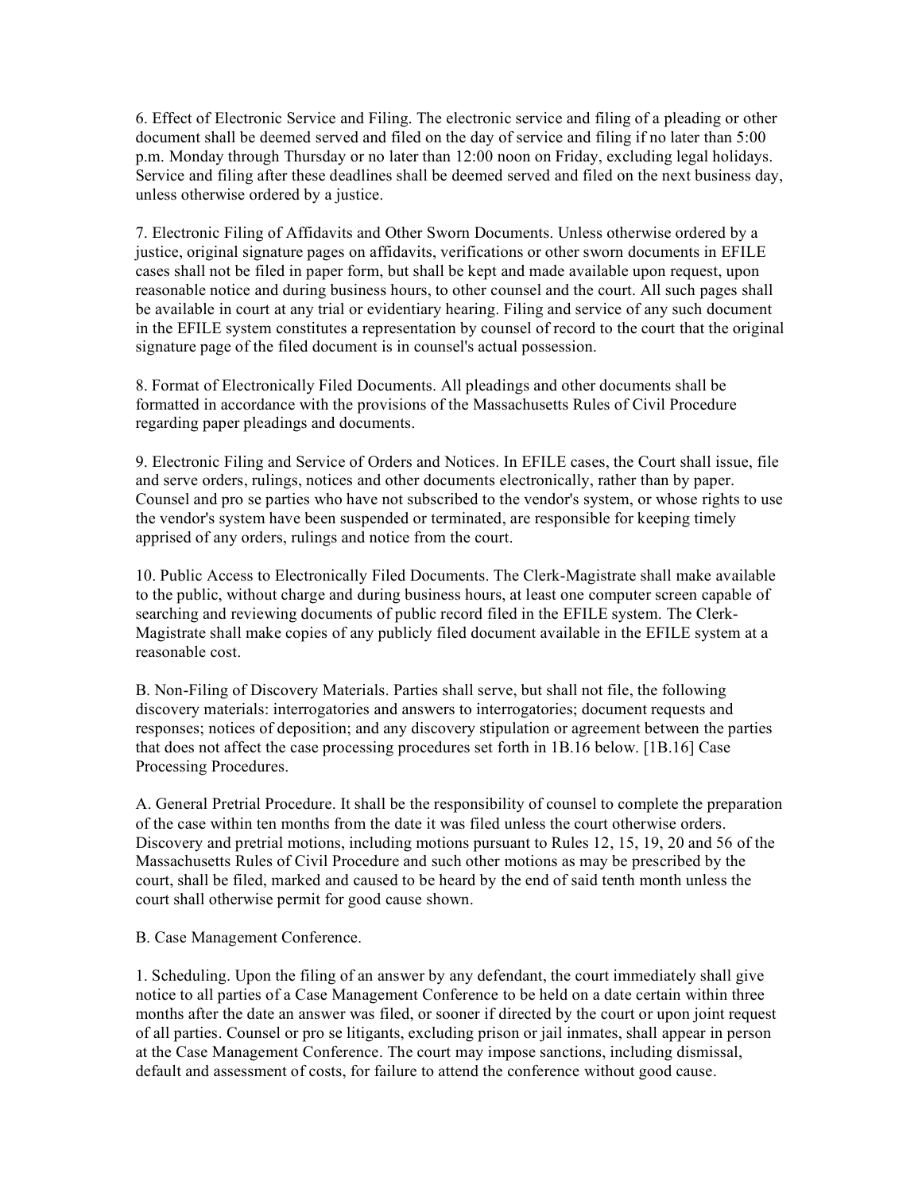6. Effect of Electronic Service and Filing. The electronic service and filing of a pleading or other document shall be deemed served and filed on the day of service and filing if no later than 5:00 p.m. Monday through Thursday or no later than 12:00 noon on Friday, excluding legal holidays. Service and filing after these deadlines shall be deemed served and filed on the next business day, unless otherwise ordered by a justice.

7. Electronic Filing of Affidavits and Other Sworn Documents. Unless otherwise ordered by a justice, original signature pages on affidavits, verifications or other sworn documents in EFILE cases shall not be filed in paper form, but shall be kept and made available upon request, upon reasonable notice and during business hours, to other counsel and the court. All such pages shall be available in court at any trial or evidentiary hearing. Filing and service of any such document in the EFILE system constitutes a representation by counsel of record to the court that the original signature page of the filed document is in counsel's actual possession.

8. Format of Electronically Filed Documents. All pleadings and other documents shall be formatted in accordance with the provisions of the Massachusetts Rules of Civil Procedure regarding paper pleadings and documents.

9. Electronic Filing and Service of Orders and Notices. In EFILE cases, the Court shall issue, file and serve orders, rulings, notices and other documents electronically, rather than by paper. Counsel and pro se parties who have not subscribed to the vendor's system, or whose rights to use the vendor's system have been suspended or terminated, are responsible for keeping timely apprised of any orders, rulings and notice from the court.

10. Public Access to Electronically Filed Documents. The Clerk-Magistrate shall make available to the public, without charge and during business hours, at least one computer screen capable of searching and reviewing documents of public record filed in the EFILE system. The Clerk-Magistrate shall make copies of any publicly filed document available in the EFILE system at a reasonable cost.

B. Non-Filing of Discovery Materials. Parties shall serve, but shall not file, the following discovery materials: interrogatories and answers to interrogatories; document requests and responses; notices of deposition; and any discovery stipulation or agreement between the parties that does not affect the case processing procedures set forth in 1B.16 below. [1B.16] Case Processing Procedures.

A. General Pretrial Procedure. It shall be the responsibility of counsel to complete the preparation of the case within ten months from the date it was filed unless the court otherwise orders. Discovery and pretrial motions, including motions pursuant to Rules 12, 15, 19, 20 and 56 of the Massachusetts Rules of Civil Procedure and such other motions as may be prescribed by the court, shall be filed, marked and caused to be heard by the end of said tenth month unless the court shall otherwise permit for good cause shown.

B. Case Management Conference.

1. Scheduling. Upon the filing of an answer by any defendant, the court immediately shall give notice to all parties of a Case Management Conference to be held on a date certain within three months after the date an answer was filed, or sooner if directed by the court or upon joint request of all parties. Counsel or pro se litigants, excluding prison or jail inmates, shall appear in person at the Case Management Conference. The court may impose sanctions, including dismissal, default and assessment of costs, for failure to attend the conference without good cause.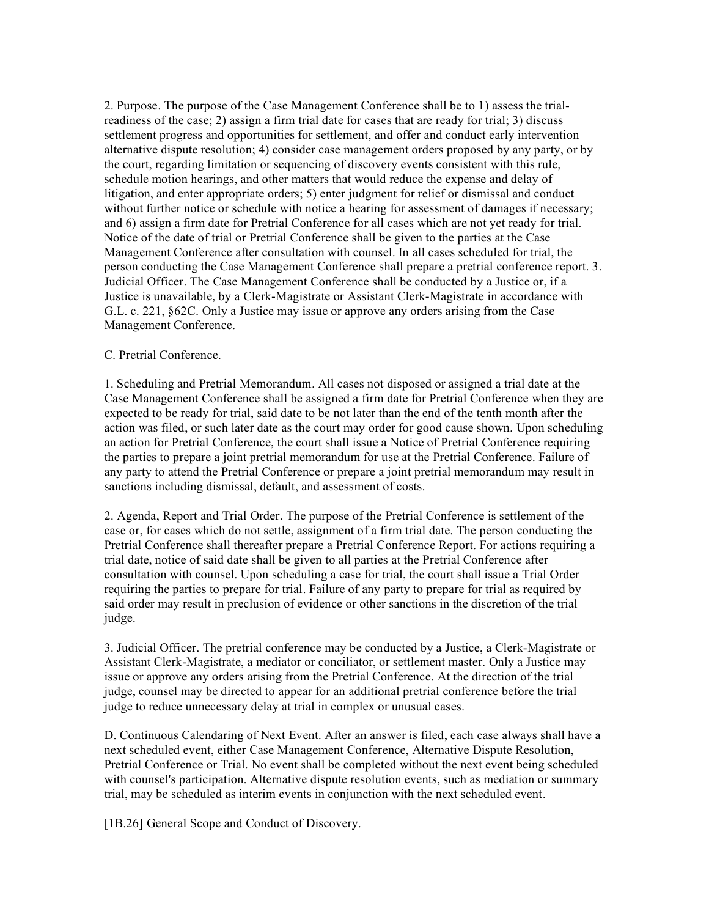2. Purpose. The purpose of the Case Management Conference shall be to 1) assess the trial-readiness of the case; 2) assign a firm trial date for cases that are ready for trial; 3) discuss settlement progress and opportunities for settlement, and offer and conduct early intervention alternative dispute resolution; 4) consider case management orders proposed by any party, or by the court, regarding limitation or sequencing of discovery events consistent with this rule, schedule motion hearings, and other matters that would reduce the expense and delay of litigation, and enter appropriate orders; 5) enter judgment for relief or dismissal and conduct without further notice or schedule with notice a hearing for assessment of damages if necessary; and 6) assign a firm date for Pretrial Conference for all cases which are not yet ready for trial. Notice of the date of trial or Pretrial Conference shall be given to the parties at the Case Management Conference after consultation with counsel. In all cases scheduled for trial, the person conducting the Case Management Conference shall prepare a pretrial conference report. 3. Judicial Officer. The Case Management Conference shall be conducted by a Justice or, if a Justice is unavailable, by a Clerk-Magistrate or Assistant Clerk-Magistrate in accordance with G.L. c. 221, §62C. Only a Justice may issue or approve any orders arising from the Case Management Conference.

C. Pretrial Conference.

1. Scheduling and Pretrial Memorandum. All cases not disposed or assigned a trial date at the Case Management Conference shall be assigned a firm date for Pretrial Conference when they are expected to be ready for trial, said date to be not later than the end of the tenth month after the action was filed, or such later date as the court may order for good cause shown. Upon scheduling an action for Pretrial Conference, the court shall issue a Notice of Pretrial Conference requiring the parties to prepare a joint pretrial memorandum for use at the Pretrial Conference. Failure of any party to attend the Pretrial Conference or prepare a joint pretrial memorandum may result in sanctions including dismissal, default, and assessment of costs.

2. Agenda, Report and Trial Order. The purpose of the Pretrial Conference is settlement of the case or, for cases which do not settle, assignment of a firm trial date. The person conducting the Pretrial Conference shall thereafter prepare a Pretrial Conference Report. For actions requiring a trial date, notice of said date shall be given to all parties at the Pretrial Conference after consultation with counsel. Upon scheduling a case for trial, the court shall issue a Trial Order requiring the parties to prepare for trial. Failure of any party to prepare for trial as required by said order may result in preclusion of evidence or other sanctions in the discretion of the trial judge.

3. Judicial Officer. The pretrial conference may be conducted by a Justice, a Clerk-Magistrate or Assistant Clerk-Magistrate, a mediator or conciliator, or settlement master. Only a Justice may issue or approve any orders arising from the Pretrial Conference. At the direction of the trial judge, counsel may be directed to appear for an additional pretrial conference before the trial judge to reduce unnecessary delay at trial in complex or unusual cases.

D. Continuous Calendaring of Next Event. After an answer is filed, each case always shall have a next scheduled event, either Case Management Conference, Alternative Dispute Resolution, Pretrial Conference or Trial. No event shall be completed without the next event being scheduled with counsel's participation. Alternative dispute resolution events, such as mediation or summary trial, may be scheduled as interim events in conjunction with the next scheduled event.

[1B.26] General Scope and Conduct of Discovery.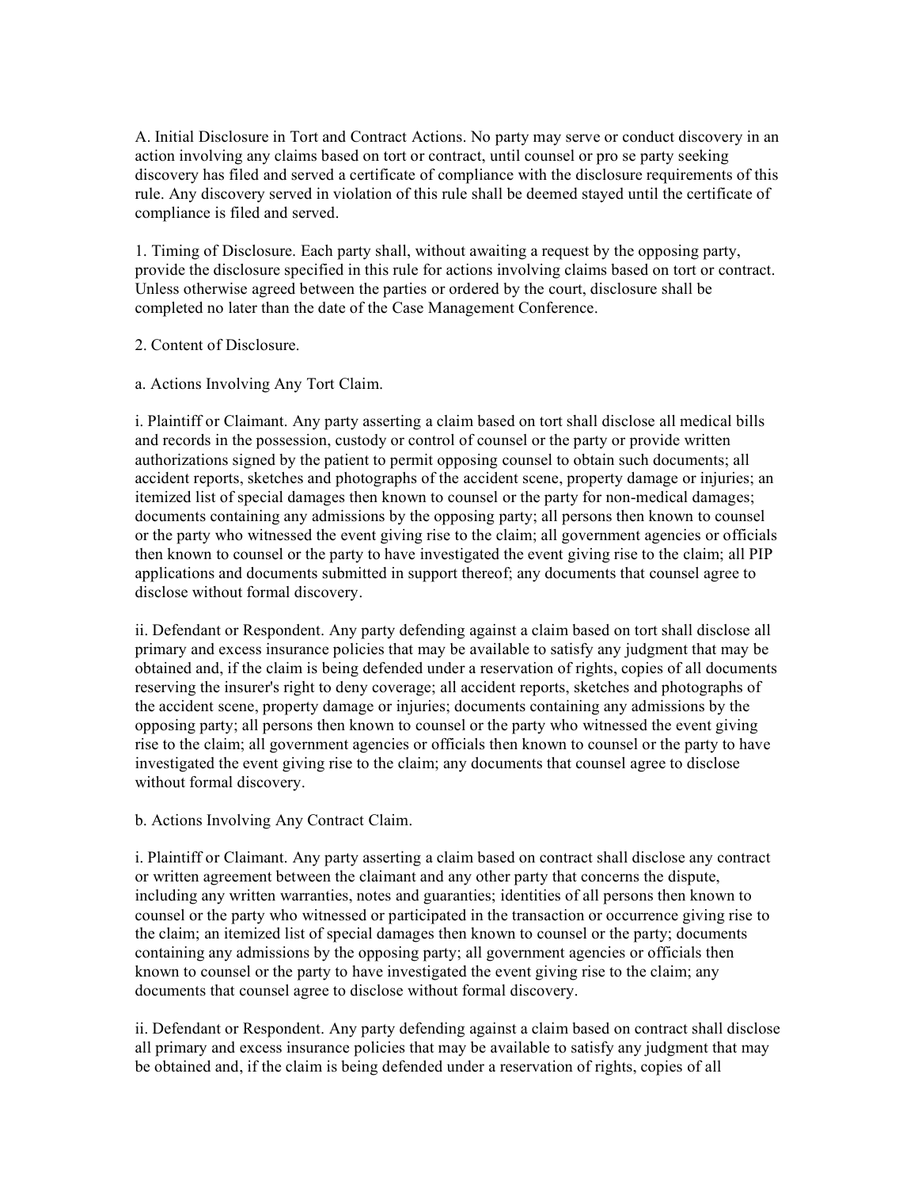A. Initial Disclosure in Tort and Contract Actions. No party may serve or conduct discovery in an action involving any claims based on tort or contract, until counsel or pro se party seeking discovery has filed and served a certificate of compliance with the disclosure requirements of this rule. Any discovery served in violation of this rule shall be deemed stayed until the certificate of compliance is filed and served.

1. Timing of Disclosure. Each party shall, without awaiting a request by the opposing party, provide the disclosure specified in this rule for actions involving claims based on tort or contract. Unless otherwise agreed between the parties or ordered by the court, disclosure shall be completed no later than the date of the Case Management Conference.

2. Content of Disclosure.

a. Actions Involving Any Tort Claim.

i. Plaintiff or Claimant. Any party asserting a claim based on tort shall disclose all medical bills and records in the possession, custody or control of counsel or the party or provide written authorizations signed by the patient to permit opposing counsel to obtain such documents; all accident reports, sketches and photographs of the accident scene, property damage or injuries; an itemized list of special damages then known to counsel or the party for non-medical damages; documents containing any admissions by the opposing party; all persons then known to counsel or the party who witnessed the event giving rise to the claim; all government agencies or officials then known to counsel or the party to have investigated the event giving rise to the claim; all PIP applications and documents submitted in support thereof; any documents that counsel agree to disclose without formal discovery.

ii. Defendant or Respondent. Any party defending against a claim based on tort shall disclose all primary and excess insurance policies that may be available to satisfy any judgment that may be obtained and, if the claim is being defended under a reservation of rights, copies of all documents reserving the insurer's right to deny coverage; all accident reports, sketches and photographs of the accident scene, property damage or injuries; documents containing any admissions by the opposing party; all persons then known to counsel or the party who witnessed the event giving rise to the claim; all government agencies or officials then known to counsel or the party to have investigated the event giving rise to the claim; any documents that counsel agree to disclose without formal discovery.

b. Actions Involving Any Contract Claim.

i. Plaintiff or Claimant. Any party asserting a claim based on contract shall disclose any contract or written agreement between the claimant and any other party that concerns the dispute, including any written warranties, notes and guaranties; identities of all persons then known to counsel or the party who witnessed or participated in the transaction or occurrence giving rise to the claim; an itemized list of special damages then known to counsel or the party; documents containing any admissions by the opposing party; all government agencies or officials then known to counsel or the party to have investigated the event giving rise to the claim; any documents that counsel agree to disclose without formal discovery.

ii. Defendant or Respondent. Any party defending against a claim based on contract shall disclose all primary and excess insurance policies that may be available to satisfy any judgment that may be obtained and, if the claim is being defended under a reservation of rights, copies of all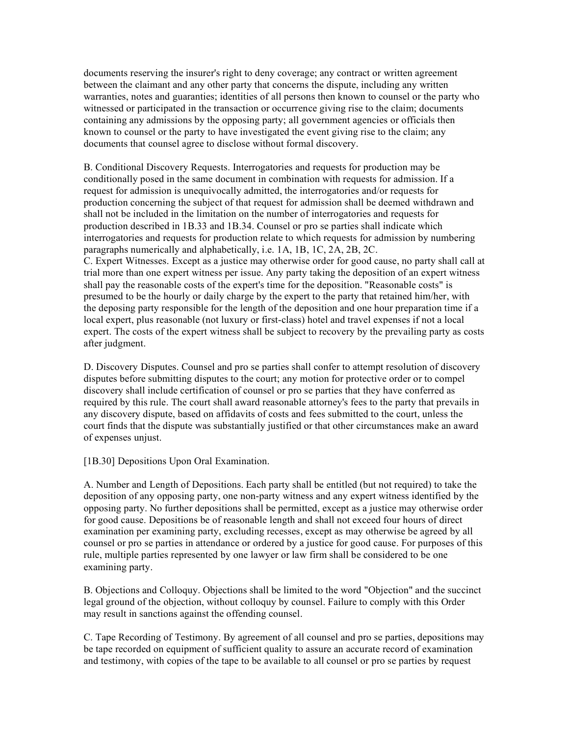documents reserving the insurer's right to deny coverage; any contract or written agreement between the claimant and any other party that concerns the dispute, including any written warranties, notes and guaranties; identities of all persons then known to counsel or the party who witnessed or participated in the transaction or occurrence giving rise to the claim; documents containing any admissions by the opposing party; all government agencies or officials then known to counsel or the party to have investigated the event giving rise to the claim; any documents that counsel agree to disclose without formal discovery.

B. Conditional Discovery Requests. Interrogatories and requests for production may be conditionally posed in the same document in combination with requests for admission. If a request for admission is unequivocally admitted, the interrogatories and/or requests for production concerning the subject of that request for admission shall be deemed withdrawn and shall not be included in the limitation on the number of interrogatories and requests for production described in 1B.33 and 1B.34. Counsel or pro se parties shall indicate which interrogatories and requests for production relate to which requests for admission by numbering paragraphs numerically and alphabetically, i.e. 1A, 1B, 1C, 2A, 2B, 2C.

C. Expert Witnesses. Except as a justice may otherwise order for good cause, no party shall call at trial more than one expert witness per issue. Any party taking the deposition of an expert witness shall pay the reasonable costs of the expert's time for the deposition. "Reasonable costs" is presumed to be the hourly or daily charge by the expert to the party that retained him/her, with the deposing party responsible for the length of the deposition and one hour preparation time if a local expert, plus reasonable (not luxury or first-class) hotel and travel expenses if not a local expert. The costs of the expert witness shall be subject to recovery by the prevailing party as costs after judgment.

D. Discovery Disputes. Counsel and pro se parties shall confer to attempt resolution of discovery disputes before submitting disputes to the court; any motion for protective order or to compel discovery shall include certification of counsel or pro se parties that they have conferred as required by this rule. The court shall award reasonable attorney's fees to the party that prevails in any discovery dispute, based on affidavits of costs and fees submitted to the court, unless the court finds that the dispute was substantially justified or that other circumstances make an award of expenses unjust.

[1B.30] Depositions Upon Oral Examination.

A. Number and Length of Depositions. Each party shall be entitled (but not required) to take the deposition of any opposing party, one non-party witness and any expert witness identified by the opposing party. No further depositions shall be permitted, except as a justice may otherwise order for good cause. Depositions be of reasonable length and shall not exceed four hours of direct examination per examining party, excluding recesses, except as may otherwise be agreed by all counsel or pro se parties in attendance or ordered by a justice for good cause. For purposes of this rule, multiple parties represented by one lawyer or law firm shall be considered to be one examining party.

B. Objections and Colloquy. Objections shall be limited to the word "Objection" and the succinct legal ground of the objection, without colloquy by counsel. Failure to comply with this Order may result in sanctions against the offending counsel.

C. Tape Recording of Testimony. By agreement of all counsel and pro se parties, depositions may be tape recorded on equipment of sufficient quality to assure an accurate record of examination and testimony, with copies of the tape to be available to all counsel or pro se parties by request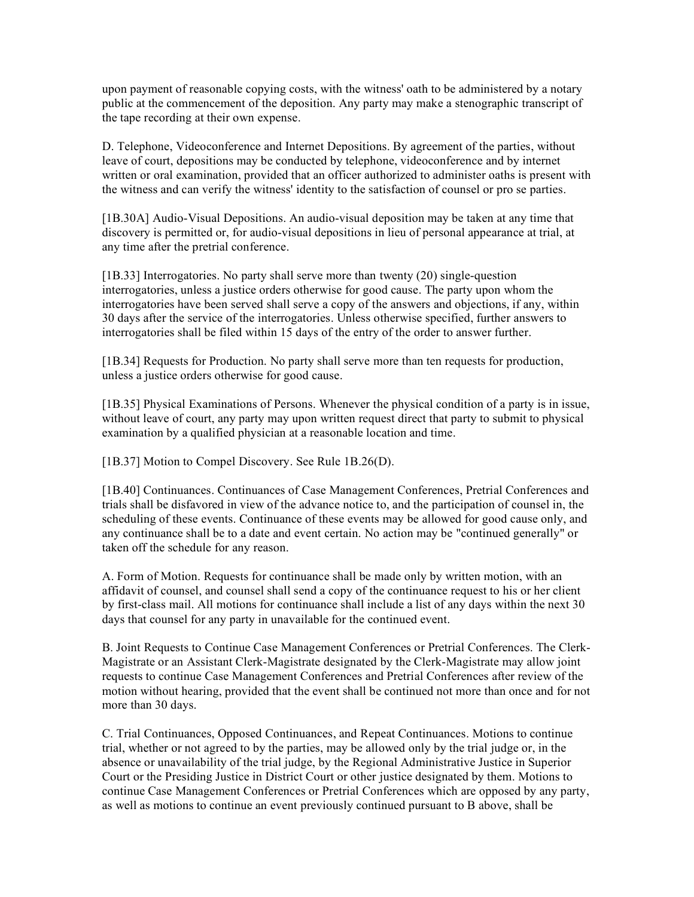upon payment of reasonable copying costs, with the witness' oath to be administered by a notary public at the commencement of the deposition. Any party may make a stenographic transcript of the tape recording at their own expense.

D. Telephone, Videoconference and Internet Depositions. By agreement of the parties, without leave of court, depositions may be conducted by telephone, videoconference and by internet written or oral examination, provided that an officer authorized to administer oaths is present with the witness and can verify the witness' identity to the satisfaction of counsel or pro se parties.

[1B.30A] Audio-Visual Depositions. An audio-visual deposition may be taken at any time that discovery is permitted or, for audio-visual depositions in lieu of personal appearance at trial, at any time after the pretrial conference.

[1B.33] Interrogatories. No party shall serve more than twenty (20) single-question interrogatories, unless a justice orders otherwise for good cause. The party upon whom the interrogatories have been served shall serve a copy of the answers and objections, if any, within 30 days after the service of the interrogatories. Unless otherwise specified, further answers to interrogatories shall be filed within 15 days of the entry of the order to answer further.

[1B.34] Requests for Production. No party shall serve more than ten requests for production, unless a justice orders otherwise for good cause.

[1B.35] Physical Examinations of Persons. Whenever the physical condition of a party is in issue, without leave of court, any party may upon written request direct that party to submit to physical examination by a qualified physician at a reasonable location and time.

[1B.37] Motion to Compel Discovery. See Rule 1B.26(D).

[1B.40] Continuances. Continuances of Case Management Conferences, Pretrial Conferences and trials shall be disfavored in view of the advance notice to, and the participation of counsel in, the scheduling of these events. Continuance of these events may be allowed for good cause only, and any continuance shall be to a date and event certain. No action may be "continued generally" or taken off the schedule for any reason.

A. Form of Motion. Requests for continuance shall be made only by written motion, with an affidavit of counsel, and counsel shall send a copy of the continuance request to his or her client by first-class mail. All motions for continuance shall include a list of any days within the next 30 days that counsel for any party in unavailable for the continued event.

B. Joint Requests to Continue Case Management Conferences or Pretrial Conferences. The Clerk-Magistrate or an Assistant Clerk-Magistrate designated by the Clerk-Magistrate may allow joint requests to continue Case Management Conferences and Pretrial Conferences after review of the motion without hearing, provided that the event shall be continued not more than once and for not more than 30 days.

C. Trial Continuances, Opposed Continuances, and Repeat Continuances. Motions to continue trial, whether or not agreed to by the parties, may be allowed only by the trial judge or, in the absence or unavailability of the trial judge, by the Regional Administrative Justice in Superior Court or the Presiding Justice in District Court or other justice designated by them. Motions to continue Case Management Conferences or Pretrial Conferences which are opposed by any party, as well as motions to continue an event previously continued pursuant to B above, shall be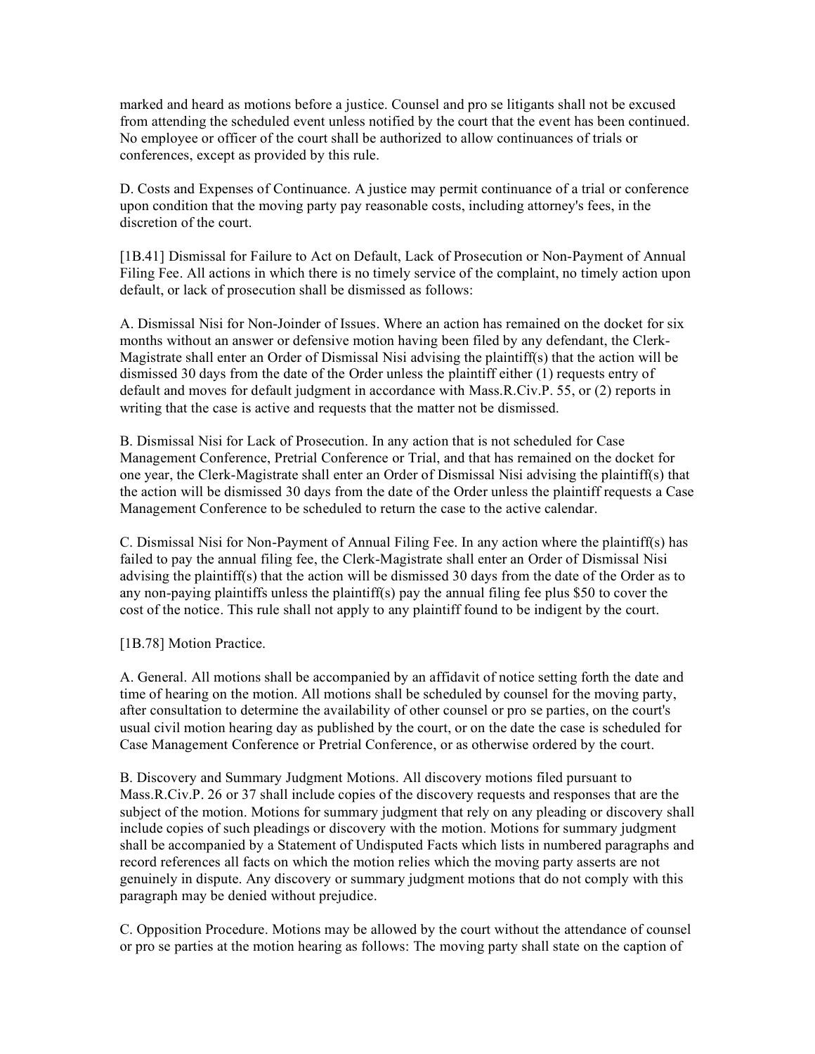marked and heard as motions before a justice. Counsel and pro se litigants shall not be excused from attending the scheduled event unless notified by the court that the event has been continued. No employee or officer of the court shall be authorized to allow continuances of trials or conferences, except as provided by this rule.

D. Costs and Expenses of Continuance. A justice may permit continuance of a trial or conference upon condition that the moving party pay reasonable costs, including attorney's fees, in the discretion of the court.

[1B.41] Dismissal for Failure to Act on Default, Lack of Prosecution or Non-Payment of Annual Filing Fee. All actions in which there is no timely service of the complaint, no timely action upon default, or lack of prosecution shall be dismissed as follows:

A. Dismissal Nisi for Non-Joinder of Issues. Where an action has remained on the docket for six months without an answer or defensive motion having been filed by any defendant, the Clerk-Magistrate shall enter an Order of Dismissal Nisi advising the plaintiff(s) that the action will be dismissed 30 days from the date of the Order unless the plaintiff either (1) requests entry of default and moves for default judgment in accordance with Mass.R.Civ.P. 55, or (2) reports in writing that the case is active and requests that the matter not be dismissed.

B. Dismissal Nisi for Lack of Prosecution. In any action that is not scheduled for Case Management Conference, Pretrial Conference or Trial, and that has remained on the docket for one year, the Clerk-Magistrate shall enter an Order of Dismissal Nisi advising the plaintiff(s) that the action will be dismissed 30 days from the date of the Order unless the plaintiff requests a Case Management Conference to be scheduled to return the case to the active calendar.

C. Dismissal Nisi for Non-Payment of Annual Filing Fee. In any action where the plaintiff(s) has failed to pay the annual filing fee, the Clerk-Magistrate shall enter an Order of Dismissal Nisi advising the plaintiff(s) that the action will be dismissed 30 days from the date of the Order as to any non-paying plaintiffs unless the plaintiff(s) pay the annual filing fee plus $50 to cover the cost of the notice. This rule shall not apply to any plaintiff found to be indigent by the court.

[1B.78] Motion Practice.

A. General. All motions shall be accompanied by an affidavit of notice setting forth the date and time of hearing on the motion. All motions shall be scheduled by counsel for the moving party, after consultation to determine the availability of other counsel or pro se parties, on the court's usual civil motion hearing day as published by the court, or on the date the case is scheduled for Case Management Conference or Pretrial Conference, or as otherwise ordered by the court.

B. Discovery and Summary Judgment Motions. All discovery motions filed pursuant to Mass.R.Civ.P. 26 or 37 shall include copies of the discovery requests and responses that are the subject of the motion. Motions for summary judgment that rely on any pleading or discovery shall include copies of such pleadings or discovery with the motion. Motions for summary judgment shall be accompanied by a Statement of Undisputed Facts which lists in numbered paragraphs and record references all facts on which the motion relies which the moving party asserts are not genuinely in dispute. Any discovery or summary judgment motions that do not comply with this paragraph may be denied without prejudice.

C. Opposition Procedure. Motions may be allowed by the court without the attendance of counsel or pro se parties at the motion hearing as follows: The moving party shall state on the caption of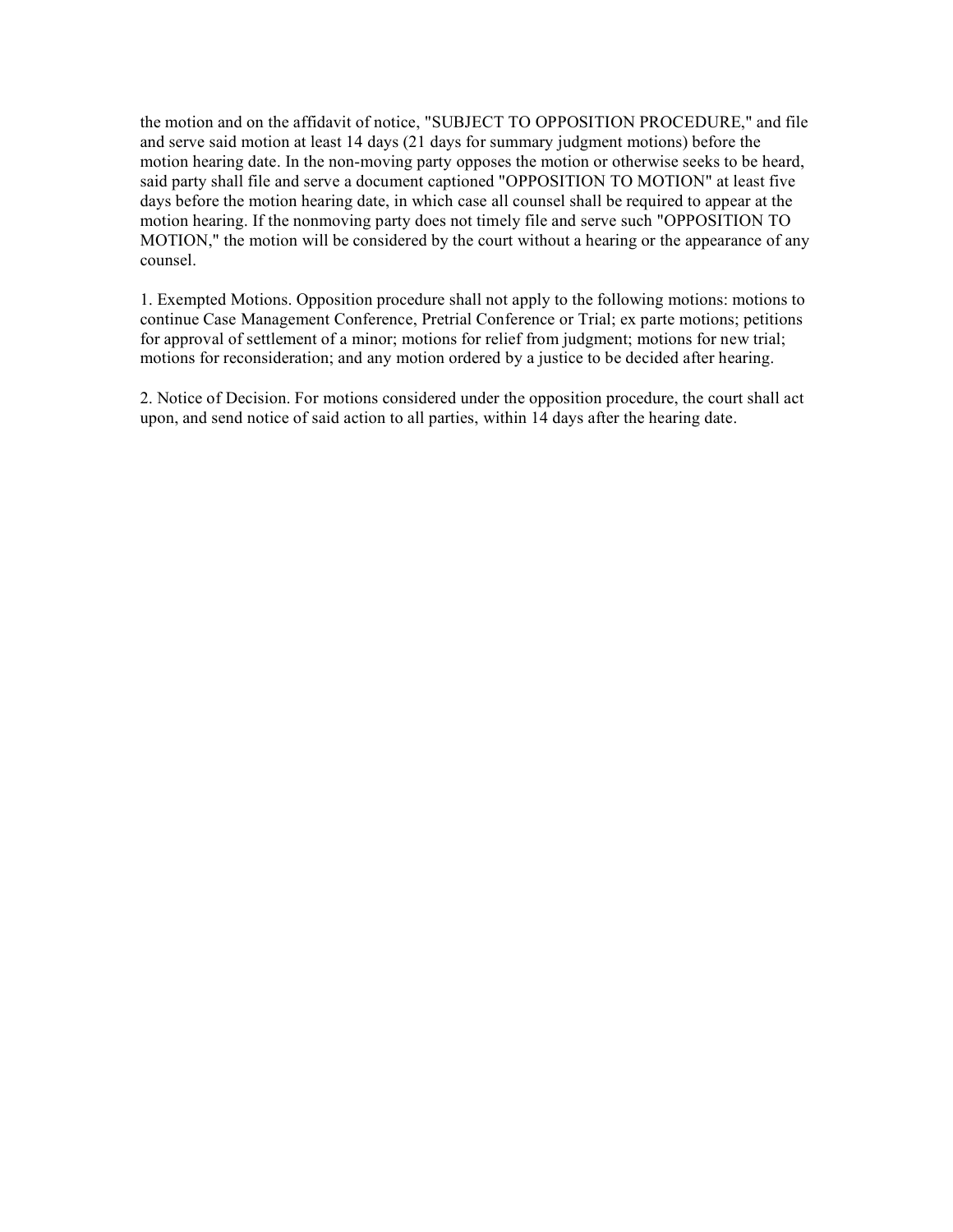the motion and on the affidavit of notice, "SUBJECT TO OPPOSITION PROCEDURE," and file and serve said motion at least 14 days (21 days for summary judgment motions) before the motion hearing date. In the non-moving party opposes the motion or otherwise seeks to be heard, said party shall file and serve a document captioned "OPPOSITION TO MOTION" at least five days before the motion hearing date, in which case all counsel shall be required to appear at the motion hearing. If the nonmoving party does not timely file and serve such "OPPOSITION TO MOTION," the motion will be considered by the court without a hearing or the appearance of any counsel.

1. Exempted Motions. Opposition procedure shall not apply to the following motions: motions to continue Case Management Conference, Pretrial Conference or Trial; ex parte motions; petitions for approval of settlement of a minor; motions for relief from judgment; motions for new trial; motions for reconsideration; and any motion ordered by a justice to be decided after hearing.

2. Notice of Decision. For motions considered under the opposition procedure, the court shall act upon, and send notice of said action to all parties, within 14 days after the hearing date.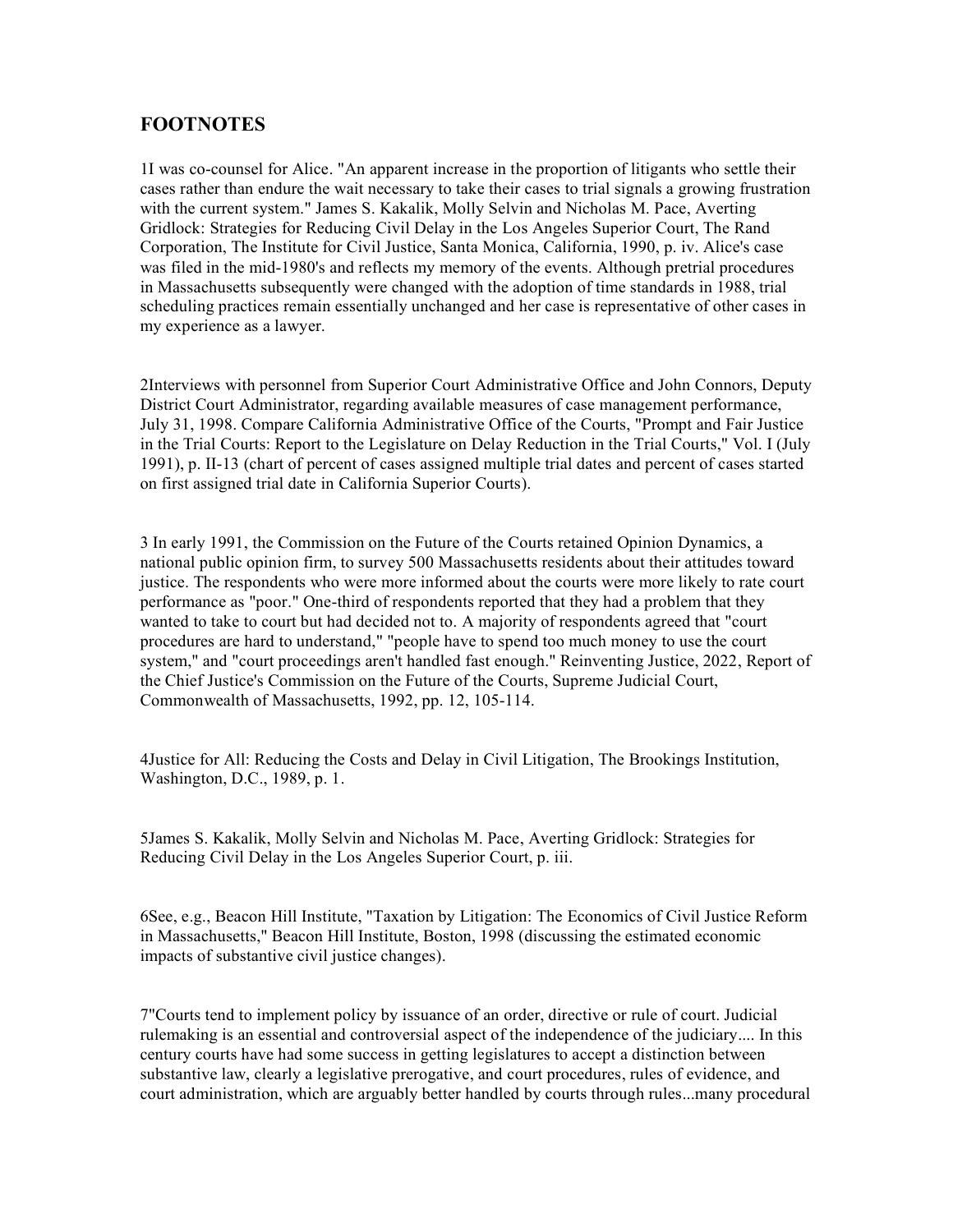## FOOTNOTES

1I was co-counsel for Alice. "An apparent increase in the proportion of litigants who settle their cases rather than endure the wait necessary to take their cases to trial signals a growing frustration with the current system." James S. Kakalik, Molly Selvin and Nicholas M. Pace, Averting Gridlock: Strategies for Reducing Civil Delay in the Los Angeles Superior Court, The Rand Corporation, The Institute for Civil Justice, Santa Monica, California, 1990, p. iv. Alice's case was filed in the mid-1980's and reflects my memory of the events. Although pretrial procedures in Massachusetts subsequently were changed with the adoption of time standards in 1988, trial scheduling practices remain essentially unchanged and her case is representative of other cases in my experience as a lawyer.

2Interviews with personnel from Superior Court Administrative Office and John Connors, Deputy District Court Administrator, regarding available measures of case management performance, July 31, 1998. Compare California Administrative Office of the Courts, "Prompt and Fair Justice in the Trial Courts: Report to the Legislature on Delay Reduction in the Trial Courts," Vol. I (July 1991), p. II-13 (chart of percent of cases assigned multiple trial dates and percent of cases started on first assigned trial date in California Superior Courts).

3 In early 1991, the Commission on the Future of the Courts retained Opinion Dynamics, a national public opinion firm, to survey 500 Massachusetts residents about their attitudes toward justice. The respondents who were more informed about the courts were more likely to rate court performance as "poor." One-third of respondents reported that they had a problem that they wanted to take to court but had decided not to. A majority of respondents agreed that "court procedures are hard to understand," "people have to spend too much money to use the court system," and "court proceedings aren't handled fast enough." Reinventing Justice, 2022, Report of the Chief Justice's Commission on the Future of the Courts, Supreme Judicial Court, Commonwealth of Massachusetts, 1992, pp. 12, 105-114.

4Justice for All: Reducing the Costs and Delay in Civil Litigation, The Brookings Institution, Washington, D.C., 1989, p. 1.

5James S. Kakalik, Molly Selvin and Nicholas M. Pace, Averting Gridlock: Strategies for Reducing Civil Delay in the Los Angeles Superior Court, p. iii.

6See, e.g., Beacon Hill Institute, "Taxation by Litigation: The Economics of Civil Justice Reform in Massachusetts," Beacon Hill Institute, Boston, 1998 (discussing the estimated economic impacts of substantive civil justice changes).

7"Courts tend to implement policy by issuance of an order, directive or rule of court. Judicial rulemaking is an essential and controversial aspect of the independence of the judiciary.... In this century courts have had some success in getting legislatures to accept a distinction between substantive law, clearly a legislative prerogative, and court procedures, rules of evidence, and court administration, which are arguably better handled by courts through rules...many procedural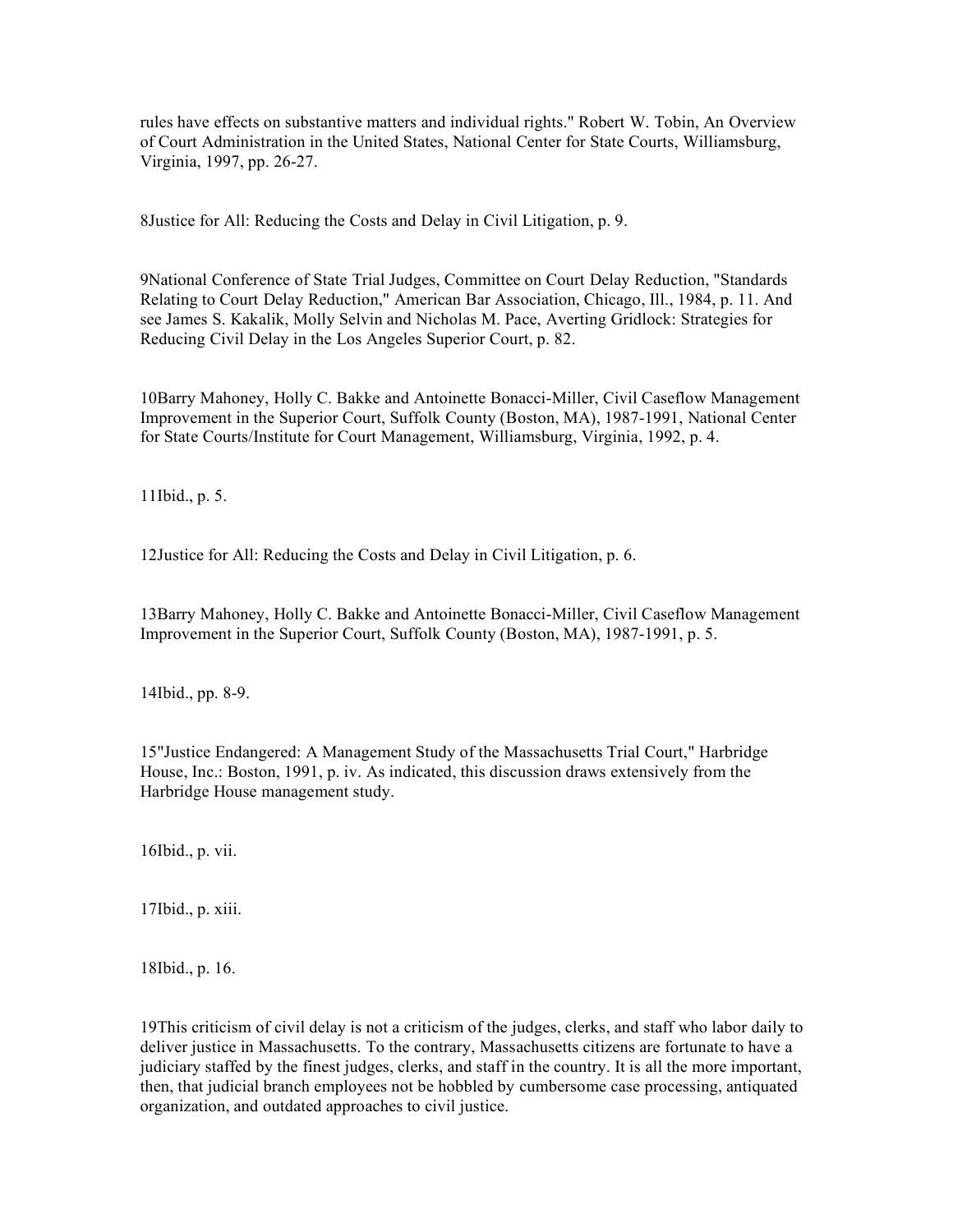rules have effects on substantive matters and individual rights." Robert W. Tobin, An Overview of Court Administration in the United States, National Center for State Courts, Williamsburg, Virginia, 1997, pp. 26-27.

8Justice for All: Reducing the Costs and Delay in Civil Litigation, p. 9.

9National Conference of State Trial Judges, Committee on Court Delay Reduction, "Standards Relating to Court Delay Reduction," American Bar Association, Chicago, Ill., 1984, p. 11. And see James S. Kakalik, Molly Selvin and Nicholas M. Pace, Averting Gridlock: Strategies for Reducing Civil Delay in the Los Angeles Superior Court, p. 82.

10Barry Mahoney, Holly C. Bakke and Antoinette Bonacci-Miller, Civil Caseflow Management Improvement in the Superior Court, Suffolk County (Boston, MA), 1987-1991, National Center for State Courts/Institute for Court Management, Williamsburg, Virginia, 1992, p. 4.

11Ibid., p. 5.

12Justice for All: Reducing the Costs and Delay in Civil Litigation, p. 6.

13Barry Mahoney, Holly C. Bakke and Antoinette Bonacci-Miller, Civil Caseflow Management Improvement in the Superior Court, Suffolk County (Boston, MA), 1987-1991, p. 5.

14Ibid., pp. 8-9.

15"Justice Endangered: A Management Study of the Massachusetts Trial Court," Harbridge House, Inc.: Boston, 1991, p. iv. As indicated, this discussion draws extensively from the Harbridge House management study.

16Ibid., p. vii.

17Ibid., p. xiii.

18Ibid., p. 16.

19This criticism of civil delay is not a criticism of the judges, clerks, and staff who labor daily to deliver justice in Massachusetts. To the contrary, Massachusetts citizens are fortunate to have a judiciary staffed by the finest judges, clerks, and staff in the country. It is all the more important, then, that judicial branch employees not be hobbled by cumbersome case processing, antiquated organization, and outdated approaches to civil justice.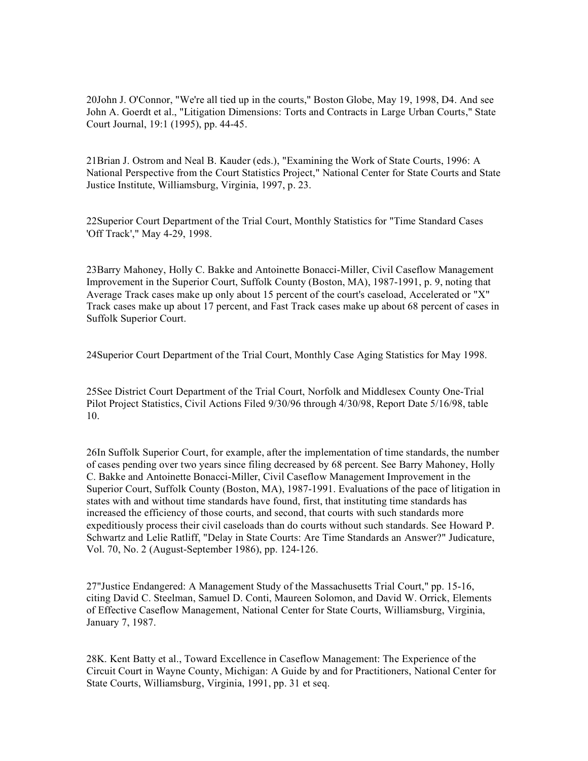20John J. O'Connor, "We're all tied up in the courts," Boston Globe, May 19, 1998, D4. And see John A. Goerdt et al., "Litigation Dimensions: Torts and Contracts in Large Urban Courts," State Court Journal, 19:1 (1995), pp. 44-45.

21Brian J. Ostrom and Neal B. Kauder (eds.), "Examining the Work of State Courts, 1996: A National Perspective from the Court Statistics Project," National Center for State Courts and State Justice Institute, Williamsburg, Virginia, 1997, p. 23.

22Superior Court Department of the Trial Court, Monthly Statistics for "Time Standard Cases 'Off Track'," May 4-29, 1998.

23Barry Mahoney, Holly C. Bakke and Antoinette Bonacci-Miller, Civil Caseflow Management Improvement in the Superior Court, Suffolk County (Boston, MA), 1987-1991, p. 9, noting that Average Track cases make up only about 15 percent of the court's caseload, Accelerated or "X" Track cases make up about 17 percent, and Fast Track cases make up about 68 percent of cases in Suffolk Superior Court.

24Superior Court Department of the Trial Court, Monthly Case Aging Statistics for May 1998.

25See District Court Department of the Trial Court, Norfolk and Middlesex County One-Trial Pilot Project Statistics, Civil Actions Filed 9/30/96 through 4/30/98, Report Date 5/16/98, table 10.

26In Suffolk Superior Court, for example, after the implementation of time standards, the number of cases pending over two years since filing decreased by 68 percent. See Barry Mahoney, Holly C. Bakke and Antoinette Bonacci-Miller, Civil Caseflow Management Improvement in the Superior Court, Suffolk County (Boston, MA), 1987-1991. Evaluations of the pace of litigation in states with and without time standards have found, first, that instituting time standards has increased the efficiency of those courts, and second, that courts with such standards more expeditiously process their civil caseloads than do courts without such standards. See Howard P. Schwartz and Lelie Ratliff, "Delay in State Courts: Are Time Standards an Answer?" Judicature, Vol. 70, No. 2 (August-September 1986), pp. 124-126.

27"Justice Endangered: A Management Study of the Massachusetts Trial Court," pp. 15-16, citing David C. Steelman, Samuel D. Conti, Maureen Solomon, and David W. Orrick, Elements of Effective Caseflow Management, National Center for State Courts, Williamsburg, Virginia, January 7, 1987.

28K. Kent Batty et al., Toward Excellence in Caseflow Management: The Experience of the Circuit Court in Wayne County, Michigan: A Guide by and for Practitioners, National Center for State Courts, Williamsburg, Virginia, 1991, pp. 31 et seq.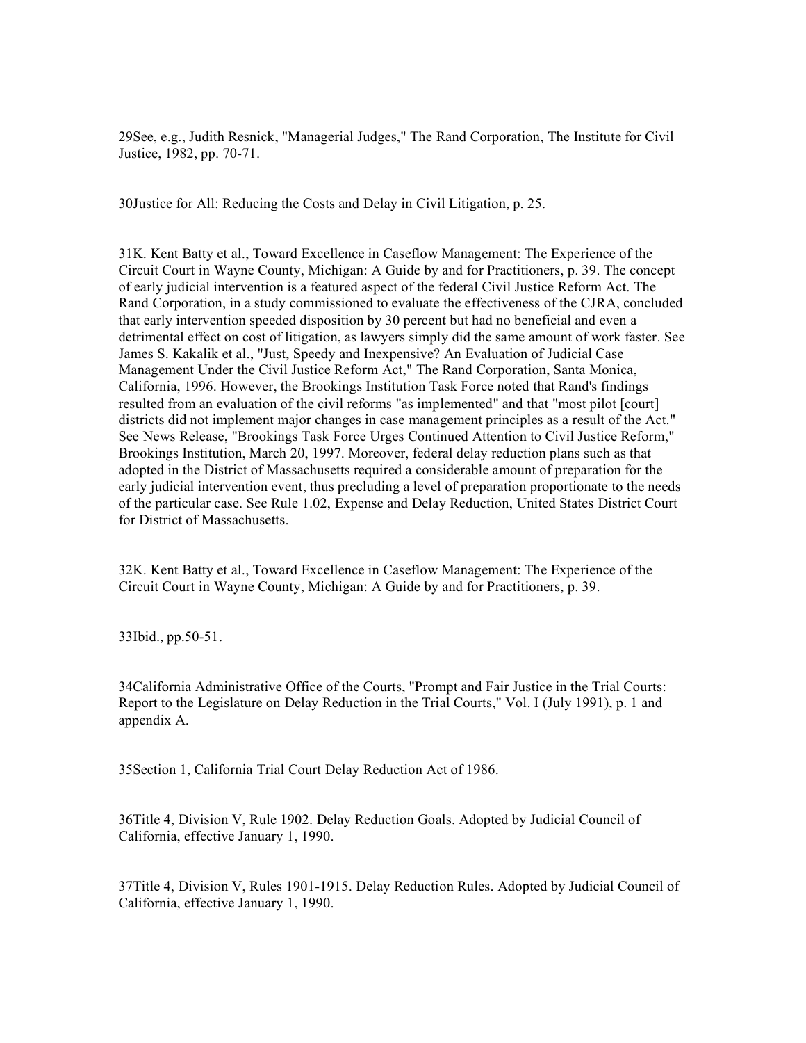29See, e.g., Judith Resnick, "Managerial Judges," The Rand Corporation, The Institute for Civil Justice, 1982, pp. 70-71.

30Justice for All: Reducing the Costs and Delay in Civil Litigation, p. 25.

31K. Kent Batty et al., Toward Excellence in Caseflow Management: The Experience of the Circuit Court in Wayne County, Michigan: A Guide by and for Practitioners, p. 39. The concept of early judicial intervention is a featured aspect of the federal Civil Justice Reform Act. The Rand Corporation, in a study commissioned to evaluate the effectiveness of the CJRA, concluded that early intervention speeded disposition by 30 percent but had no beneficial and even a detrimental effect on cost of litigation, as lawyers simply did the same amount of work faster. See James S. Kakalik et al., "Just, Speedy and Inexpensive? An Evaluation of Judicial Case Management Under the Civil Justice Reform Act," The Rand Corporation, Santa Monica, California, 1996. However, the Brookings Institution Task Force noted that Rand's findings resulted from an evaluation of the civil reforms "as implemented" and that "most pilot [court] districts did not implement major changes in case management principles as a result of the Act." See News Release, "Brookings Task Force Urges Continued Attention to Civil Justice Reform," Brookings Institution, March 20, 1997. Moreover, federal delay reduction plans such as that adopted in the District of Massachusetts required a considerable amount of preparation for the early judicial intervention event, thus precluding a level of preparation proportionate to the needs of the particular case. See Rule 1.02, Expense and Delay Reduction, United States District Court for District of Massachusetts.

32K. Kent Batty et al., Toward Excellence in Caseflow Management: The Experience of the Circuit Court in Wayne County, Michigan: A Guide by and for Practitioners, p. 39.

33Ibid., pp.50-51.

34California Administrative Office of the Courts, "Prompt and Fair Justice in the Trial Courts: Report to the Legislature on Delay Reduction in the Trial Courts," Vol. I (July 1991), p. 1 and appendix A.

35Section 1, California Trial Court Delay Reduction Act of 1986.

36Title 4, Division V, Rule 1902. Delay Reduction Goals. Adopted by Judicial Council of California, effective January 1, 1990.

37Title 4, Division V, Rules 1901-1915. Delay Reduction Rules. Adopted by Judicial Council of California, effective January 1, 1990.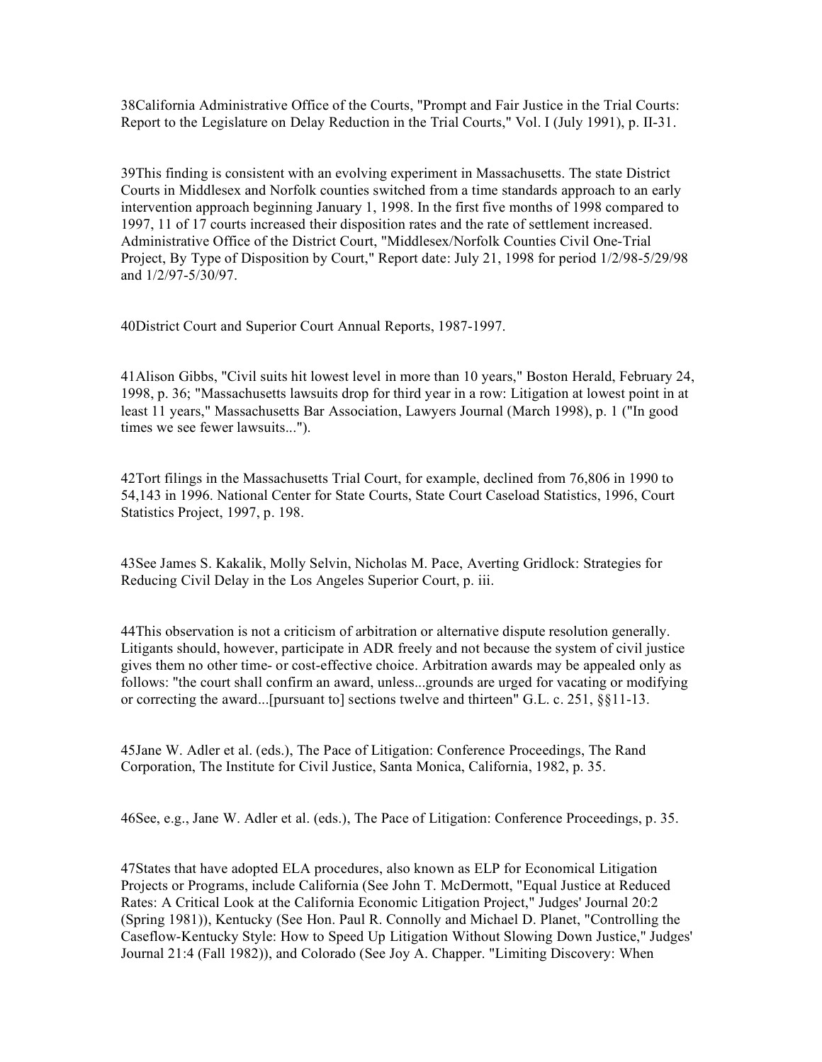38California Administrative Office of the Courts, "Prompt and Fair Justice in the Trial Courts: Report to the Legislature on Delay Reduction in the Trial Courts," Vol. I (July 1991), p. II-31.

39This finding is consistent with an evolving experiment in Massachusetts. The state District Courts in Middlesex and Norfolk counties switched from a time standards approach to an early intervention approach beginning January 1, 1998. In the first five months of 1998 compared to 1997, 11 of 17 courts increased their disposition rates and the rate of settlement increased. Administrative Office of the District Court, "Middlesex/Norfolk Counties Civil One-Trial Project, By Type of Disposition by Court," Report date: July 21, 1998 for period 1/2/98-5/29/98 and 1/2/97-5/30/97.

40District Court and Superior Court Annual Reports, 1987-1997.

41Alison Gibbs, "Civil suits hit lowest level in more than 10 years," Boston Herald, February 24, 1998, p. 36; "Massachusetts lawsuits drop for third year in a row: Litigation at lowest point in at least 11 years," Massachusetts Bar Association, Lawyers Journal (March 1998), p. 1 ("In good times we see fewer lawsuits...").

42Tort filings in the Massachusetts Trial Court, for example, declined from 76,806 in 1990 to 54,143 in 1996. National Center for State Courts, State Court Caseload Statistics, 1996, Court Statistics Project, 1997, p. 198.

43See James S. Kakalik, Molly Selvin, Nicholas M. Pace, Averting Gridlock: Strategies for Reducing Civil Delay in the Los Angeles Superior Court, p. iii.

44This observation is not a criticism of arbitration or alternative dispute resolution generally. Litigants should, however, participate in ADR freely and not because the system of civil justice gives them no other time- or cost-effective choice. Arbitration awards may be appealed only as follows: "the court shall confirm an award, unless...grounds are urged for vacating or modifying or correcting the award...[pursuant to] sections twelve and thirteen" G.L. c. 251, §§11-13.

45Jane W. Adler et al. (eds.), The Pace of Litigation: Conference Proceedings, The Rand Corporation, The Institute for Civil Justice, Santa Monica, California, 1982, p. 35.

46See, e.g., Jane W. Adler et al. (eds.), The Pace of Litigation: Conference Proceedings, p. 35.

47States that have adopted ELA procedures, also known as ELP for Economical Litigation Projects or Programs, include California (See John T. McDermott, "Equal Justice at Reduced Rates: A Critical Look at the California Economic Litigation Project," Judges' Journal 20:2 (Spring 1981)), Kentucky (See Hon. Paul R. Connolly and Michael D. Planet, "Controlling the Caseflow-Kentucky Style: How to Speed Up Litigation Without Slowing Down Justice," Judges' Journal 21:4 (Fall 1982)), and Colorado (See Joy A. Chapper. "Limiting Discovery: When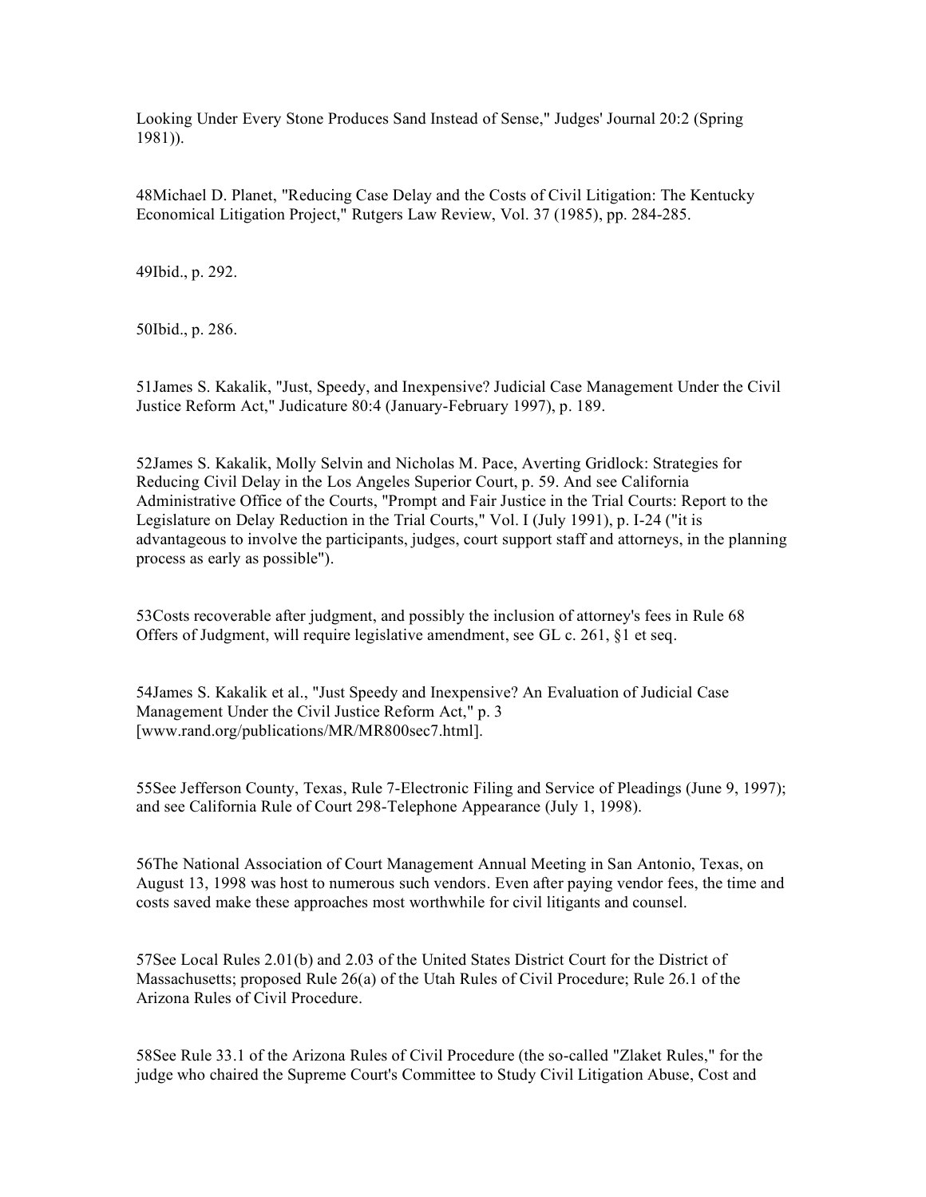Looking Under Every Stone Produces Sand Instead of Sense," Judges' Journal 20:2 (Spring 1981)).

48Michael D. Planet, "Reducing Case Delay and the Costs of Civil Litigation: The Kentucky Economical Litigation Project," Rutgers Law Review, Vol. 37 (1985), pp. 284-285.

49Ibid., p. 292.

50Ibid., p. 286.

51James S. Kakalik, "Just, Speedy, and Inexpensive? Judicial Case Management Under the Civil Justice Reform Act," Judicature 80:4 (January-February 1997), p. 189.

52James S. Kakalik, Molly Selvin and Nicholas M. Pace, Averting Gridlock: Strategies for Reducing Civil Delay in the Los Angeles Superior Court, p. 59. And see California Administrative Office of the Courts, "Prompt and Fair Justice in the Trial Courts: Report to the Legislature on Delay Reduction in the Trial Courts," Vol. I (July 1991), p. I-24 ("it is advantageous to involve the participants, judges, court support staff and attorneys, in the planning process as early as possible").

53Costs recoverable after judgment, and possibly the inclusion of attorney's fees in Rule 68 Offers of Judgment, will require legislative amendment, see GL c. 261, §1 et seq.

54James S. Kakalik et al., "Just Speedy and Inexpensive? An Evaluation of Judicial Case Management Under the Civil Justice Reform Act," p. 3 [www.rand.org/publications/MR/MR800sec7.html].

55See Jefferson County, Texas, Rule 7-Electronic Filing and Service of Pleadings (June 9, 1997); and see California Rule of Court 298-Telephone Appearance (July 1, 1998).

56The National Association of Court Management Annual Meeting in San Antonio, Texas, on August 13, 1998 was host to numerous such vendors. Even after paying vendor fees, the time and costs saved make these approaches most worthwhile for civil litigants and counsel.

57See Local Rules 2.01(b) and 2.03 of the United States District Court for the District of Massachusetts; proposed Rule 26(a) of the Utah Rules of Civil Procedure; Rule 26.1 of the Arizona Rules of Civil Procedure.

58See Rule 33.1 of the Arizona Rules of Civil Procedure (the so-called "Zlaket Rules," for the judge who chaired the Supreme Court's Committee to Study Civil Litigation Abuse, Cost and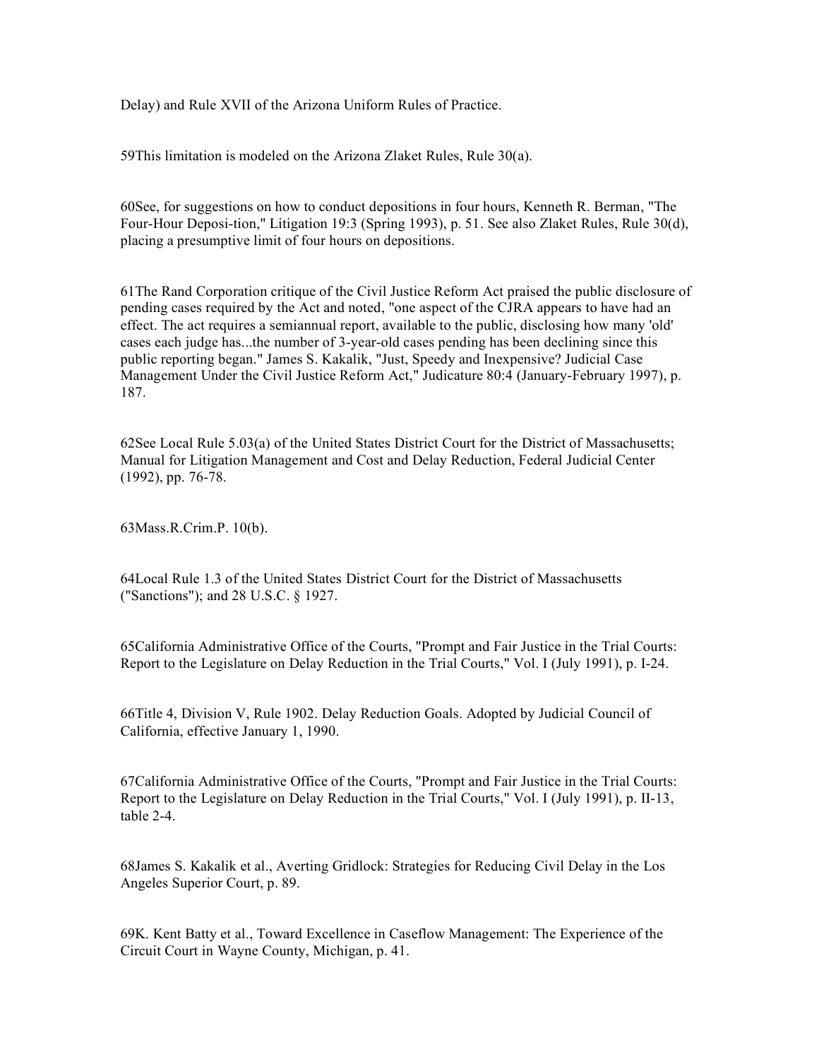Delay) and Rule XVII of the Arizona Uniform Rules of Practice.

59This limitation is modeled on the Arizona Zlaket Rules, Rule 30(a).

60See, for suggestions on how to conduct depositions in four hours, Kenneth R. Berman, "The Four-Hour Deposi-tion," Litigation 19:3 (Spring 1993), p. 51. See also Zlaket Rules, Rule 30(d), placing a presumptive limit of four hours on depositions.

61The Rand Corporation critique of the Civil Justice Reform Act praised the public disclosure of pending cases required by the Act and noted, "one aspect of the CJRA appears to have had an effect. The act requires a semiannual report, available to the public, disclosing how many 'old' cases each judge has...the number of 3-year-old cases pending has been declining since this public reporting began." James S. Kakalik, "Just, Speedy and Inexpensive? Judicial Case Management Under the Civil Justice Reform Act," Judicature 80:4 (January-February 1997), p. 187.

62See Local Rule 5.03(a) of the United States District Court for the District of Massachusetts; Manual for Litigation Management and Cost and Delay Reduction, Federal Judicial Center (1992), pp. 76-78.

63Mass.R.Crim.P. 10(b).

64Local Rule 1.3 of the United States District Court for the District of Massachusetts ("Sanctions"); and 28 U.S.C. § 1927.

65California Administrative Office of the Courts, "Prompt and Fair Justice in the Trial Courts: Report to the Legislature on Delay Reduction in the Trial Courts," Vol. I (July 1991), p. I-24.

66Title 4, Division V, Rule 1902. Delay Reduction Goals. Adopted by Judicial Council of California, effective January 1, 1990.

67California Administrative Office of the Courts, "Prompt and Fair Justice in the Trial Courts: Report to the Legislature on Delay Reduction in the Trial Courts," Vol. I (July 1991), p. II-13, table 2-4.

68James S. Kakalik et al., Averting Gridlock: Strategies for Reducing Civil Delay in the Los Angeles Superior Court, p. 89.

69K. Kent Batty et al., Toward Excellence in Caseflow Management: The Experience of the Circuit Court in Wayne County, Michigan, p. 41.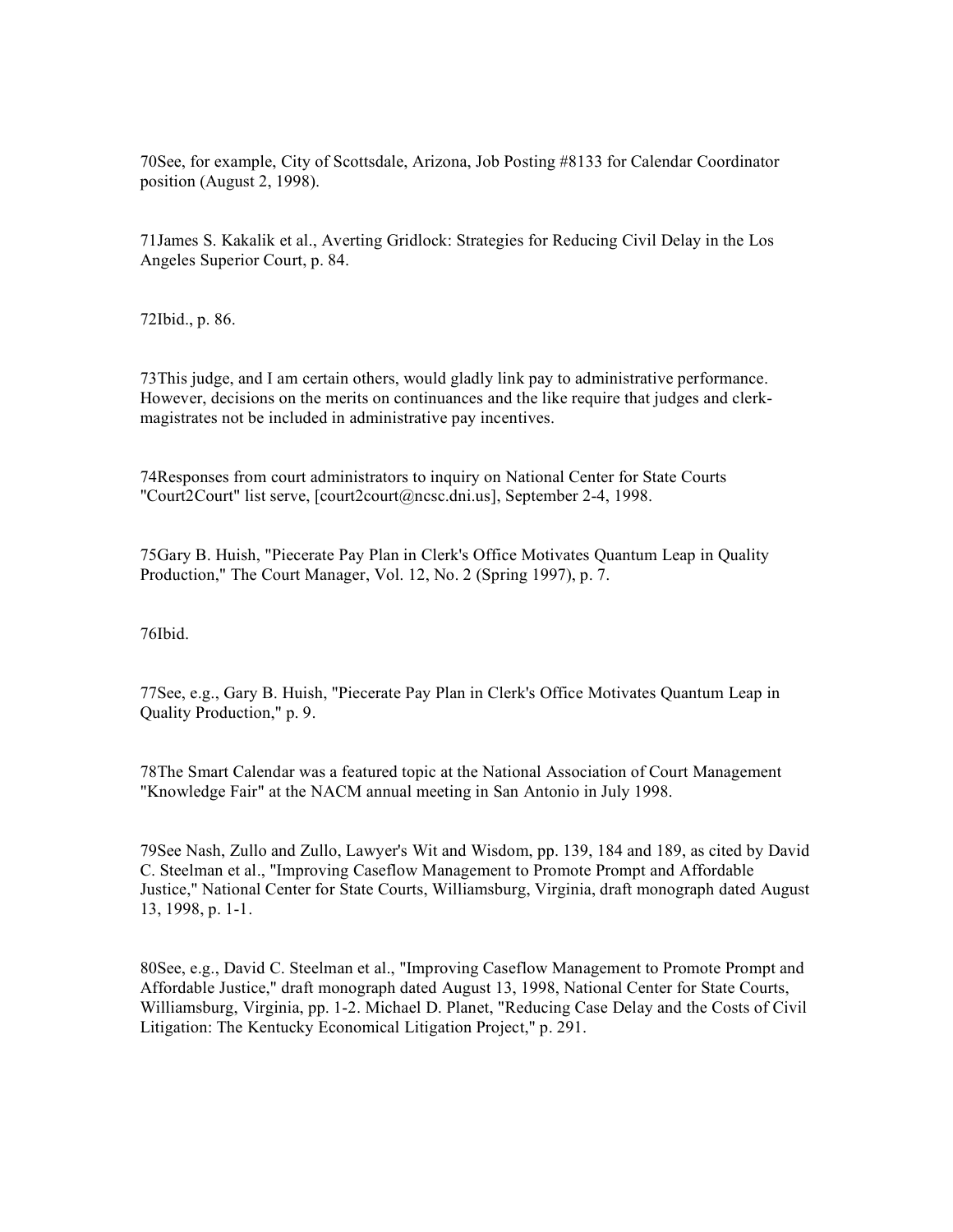70See, for example, City of Scottsdale, Arizona, Job Posting #8133 for Calendar Coordinator position (August 2, 1998).

71James S. Kakalik et al., Averting Gridlock: Strategies for Reducing Civil Delay in the Los Angeles Superior Court, p. 84.

72Ibid., p. 86.

73This judge, and I am certain others, would gladly link pay to administrative performance. However, decisions on the merits on continuances and the like require that judges and clerk-magistrates not be included in administrative pay incentives.

74Responses from court administrators to inquiry on National Center for State Courts "Court2Court" list serve, [court2court@ncsc.dni.us], September 2-4, 1998.

75Gary B. Huish, "Piecerate Pay Plan in Clerk's Office Motivates Quantum Leap in Quality Production," The Court Manager, Vol. 12, No. 2 (Spring 1997), p. 7.

76Ibid.

77See, e.g., Gary B. Huish, "Piecerate Pay Plan in Clerk's Office Motivates Quantum Leap in Quality Production," p. 9.

78The Smart Calendar was a featured topic at the National Association of Court Management "Knowledge Fair" at the NACM annual meeting in San Antonio in July 1998.

79See Nash, Zullo and Zullo, Lawyer's Wit and Wisdom, pp. 139, 184 and 189, as cited by David C. Steelman et al., "Improving Caseflow Management to Promote Prompt and Affordable Justice," National Center for State Courts, Williamsburg, Virginia, draft monograph dated August 13, 1998, p. 1-1.

80See, e.g., David C. Steelman et al., "Improving Caseflow Management to Promote Prompt and Affordable Justice," draft monograph dated August 13, 1998, National Center for State Courts, Williamsburg, Virginia, pp. 1-2. Michael D. Planet, "Reducing Case Delay and the Costs of Civil Litigation: The Kentucky Economical Litigation Project," p. 291.